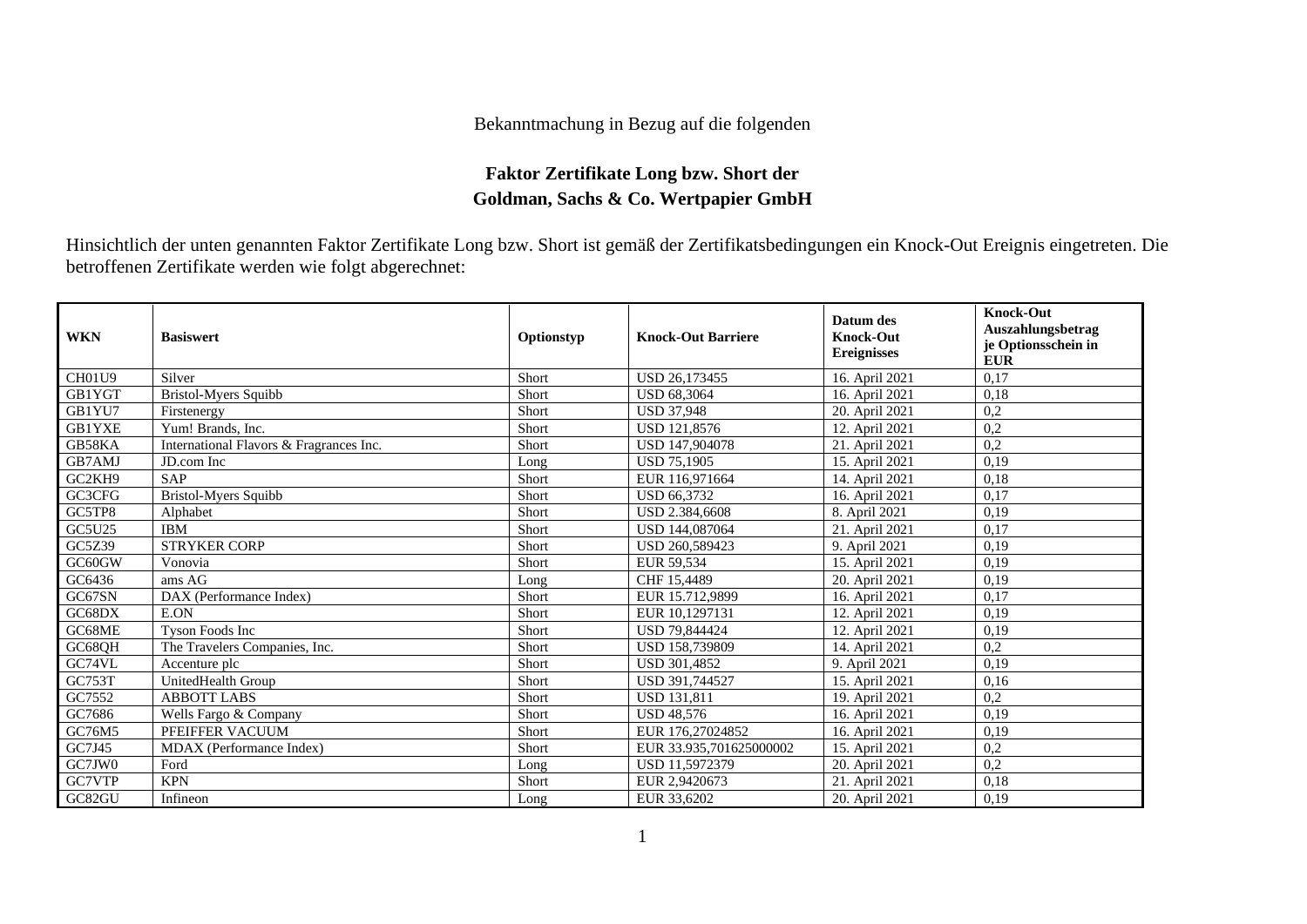Bekanntmachung in Bezug auf die folgenden

**Faktor Zertifikate Long bzw. Short der**
**Goldman, Sachs & Co. Wertpapier GmbH**

Hinsichtlich der unten genannten Faktor Zertifikate Long bzw. Short ist gemäß der Zertifikatsbedingungen ein Knock-Out Ereignis eingetreten. Die betroffenen Zertifikate werden wie folgt abgerechnet:

| WKN | Basiswert | Optionstyp | Knock-Out Barriere | Datum des Knock-Out Ereignisses | Knock-Out Auszahlungsbetrag je Optionsschein in EUR |
|---|---|---|---|---|---|
| CH01U9 | Silver | Short | USD 26,173455 | 16. April 2021 | 0,17 |
| GB1YGT | Bristol-Myers Squibb | Short | USD 68,3064 | 16. April 2021 | 0,18 |
| GB1YU7 | Firstenergy | Short | USD 37,948 | 20. April 2021 | 0,2 |
| GB1YXE | Yum! Brands, Inc. | Short | USD 121,8576 | 12. April 2021 | 0,2 |
| GB58KA | International Flavors & Fragrances Inc. | Short | USD 147,904078 | 21. April 2021 | 0,2 |
| GB7AMJ | JD.com Inc | Long | USD 75,1905 | 15. April 2021 | 0,19 |
| GC2KH9 | SAP | Short | EUR 116,971664 | 14. April 2021 | 0,18 |
| GC3CFG | Bristol-Myers Squibb | Short | USD 66,3732 | 16. April 2021 | 0,17 |
| GC5TP8 | Alphabet | Short | USD 2.384,6608 | 8. April 2021 | 0,19 |
| GC5U25 | IBM | Short | USD 144,087064 | 21. April 2021 | 0,17 |
| GC5Z39 | STRYKER CORP | Short | USD 260,589423 | 9. April 2021 | 0,19 |
| GC60GW | Vonovia | Short | EUR 59,534 | 15. April 2021 | 0,19 |
| GC6436 | ams AG | Long | CHF 15,4489 | 20. April 2021 | 0,19 |
| GC67SN | DAX (Performance Index) | Short | EUR 15.712,9899 | 16. April 2021 | 0,17 |
| GC68DX | E.ON | Short | EUR 10,1297131 | 12. April 2021 | 0,19 |
| GC68ME | Tyson Foods Inc | Short | USD 79,844424 | 12. April 2021 | 0,19 |
| GC68QH | The Travelers Companies, Inc. | Short | USD 158,739809 | 14. April 2021 | 0,2 |
| GC74VL | Accenture plc | Short | USD 301,4852 | 9. April 2021 | 0,19 |
| GC753T | UnitedHealth Group | Short | USD 391,744527 | 15. April 2021 | 0,16 |
| GC7552 | ABBOTT LABS | Short | USD 131,811 | 19. April 2021 | 0,2 |
| GC7686 | Wells Fargo & Company | Short | USD 48,576 | 16. April 2021 | 0,19 |
| GC76M5 | PFEIFFER VACUUM | Short | EUR 176,27024852 | 16. April 2021 | 0,19 |
| GC7J45 | MDAX (Performance Index) | Short | EUR 33.935,701625000002 | 15. April 2021 | 0,2 |
| GC7JW0 | Ford | Long | USD 11,5972379 | 20. April 2021 | 0,2 |
| GC7VTP | KPN | Short | EUR 2,9420673 | 21. April 2021 | 0,18 |
| GC82GU | Infineon | Long | EUR 33,6202 | 20. April 2021 | 0,19 |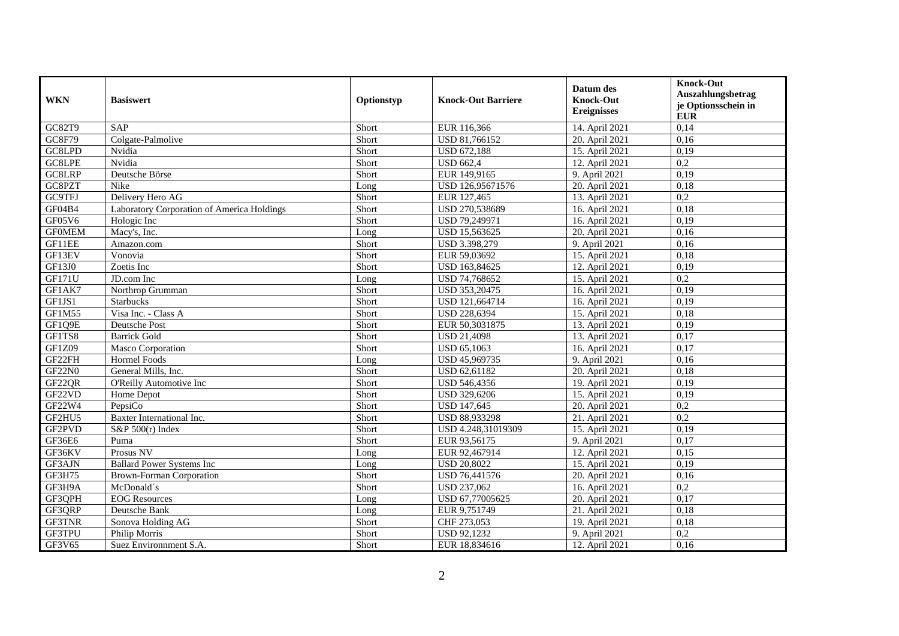| WKN | Basiswert | Optionstyp | Knock-Out Barriere | Datum des Knock-Out Ereignisses | Knock-Out Auszahlungsbetrag je Optionsschein in EUR |
|---|---|---|---|---|---|
| GC82T9 | SAP | Short | EUR 116,366 | 14. April 2021 | 0,14 |
| GC8F79 | Colgate-Palmolive | Short | USD 81,766152 | 20. April 2021 | 0,16 |
| GC8LPD | Nvidia | Short | USD 672,188 | 15. April 2021 | 0,19 |
| GC8LPE | Nvidia | Short | USD 662,4 | 12. April 2021 | 0,2 |
| GC8LRP | Deutsche Börse | Short | EUR 149,9165 | 9. April 2021 | 0,19 |
| GC8PZT | Nike | Long | USD 126,95671576 | 20. April 2021 | 0,18 |
| GC9TFJ | Delivery Hero AG | Short | EUR 127,465 | 13. April 2021 | 0,2 |
| GF04B4 | Laboratory Corporation of America Holdings | Short | USD 270,538689 | 16. April 2021 | 0,18 |
| GF05V6 | Hologic Inc | Short | USD 79,249971 | 16. April 2021 | 0,19 |
| GF0MEM | Macy's, Inc. | Long | USD 15,563625 | 20. April 2021 | 0,16 |
| GF11EE | Amazon.com | Short | USD 3.398,279 | 9. April 2021 | 0,16 |
| GF13EV | Vonovia | Short | EUR 59,03692 | 15. April 2021 | 0,18 |
| GF13J0 | Zoetis Inc | Short | USD 163,84625 | 12. April 2021 | 0,19 |
| GF171U | JD.com Inc | Long | USD 74,768652 | 15. April 2021 | 0,2 |
| GF1AK7 | Northrop Grumman | Short | USD 353,20475 | 16. April 2021 | 0,19 |
| GF1JS1 | Starbucks | Short | USD 121,664714 | 16. April 2021 | 0,19 |
| GF1M55 | Visa Inc. - Class A | Short | USD 228,6394 | 15. April 2021 | 0,18 |
| GF1Q9E | Deutsche Post | Short | EUR 50,3031875 | 13. April 2021 | 0,19 |
| GF1TS8 | Barrick Gold | Short | USD 21,4098 | 13. April 2021 | 0,17 |
| GF1Z09 | Masco Corporation | Short | USD 65,1063 | 16. April 2021 | 0,17 |
| GF22FH | Hormel Foods | Long | USD 45,969735 | 9. April 2021 | 0,16 |
| GF22N0 | General Mills, Inc. | Short | USD 62,61182 | 20. April 2021 | 0,18 |
| GF22QR | O'Reilly Automotive Inc | Short | USD 546,4356 | 19. April 2021 | 0,19 |
| GF22VD | Home Depot | Short | USD 329,6206 | 15. April 2021 | 0,19 |
| GF22W4 | PepsiCo | Short | USD 147,645 | 20. April 2021 | 0,2 |
| GF2HU5 | Baxter International Inc. | Short | USD 88,933298 | 21. April 2021 | 0,2 |
| GF2PVD | S&P 500(r) Index | Short | USD 4.248,31019309 | 15. April 2021 | 0,19 |
| GF36E6 | Puma | Short | EUR 93,56175 | 9. April 2021 | 0,17 |
| GF36KV | Prosus NV | Long | EUR 92,467914 | 12. April 2021 | 0,15 |
| GF3AJN | Ballard Power Systems Inc | Long | USD 20,8022 | 15. April 2021 | 0,19 |
| GF3H75 | Brown-Forman Corporation | Short | USD 76,441576 | 20. April 2021 | 0,16 |
| GF3H9A | McDonald´s | Short | USD 237,062 | 16. April 2021 | 0,2 |
| GF3QPH | EOG Resources | Long | USD 67,77005625 | 20. April 2021 | 0,17 |
| GF3QRP | Deutsche Bank | Long | EUR 9,751749 | 21. April 2021 | 0,18 |
| GF3TNR | Sonova Holding AG | Short | CHF 273,053 | 19. April 2021 | 0,18 |
| GF3TPU | Philip Morris | Short | USD 92,1232 | 9. April 2021 | 0,2 |
| GF3V65 | Suez Environnment S.A. | Short | EUR 18,834616 | 12. April 2021 | 0,16 |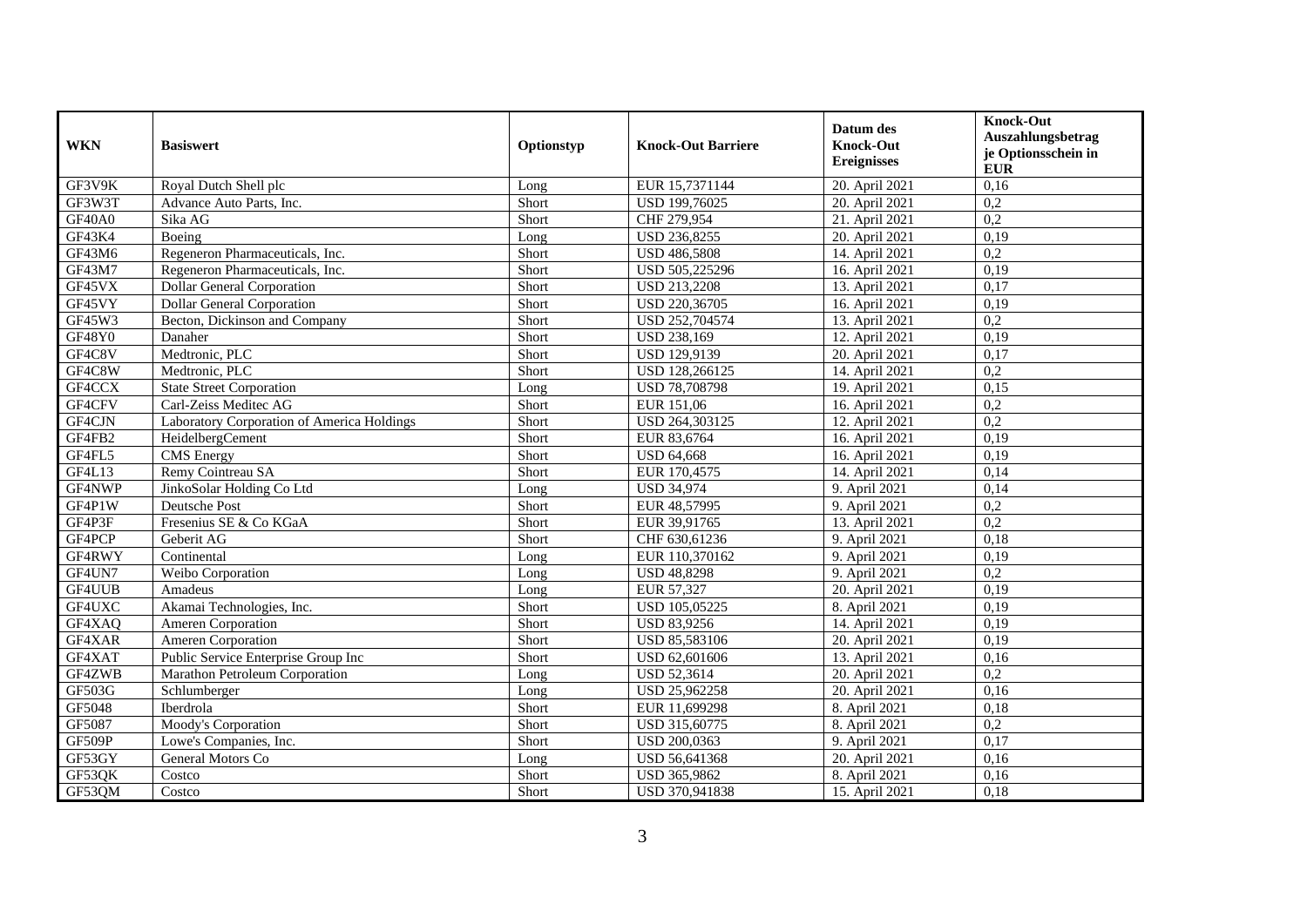| WKN | Basiswert | Optionstyp | Knock-Out Barriere | Datum des Knock-Out Ereignisses | Knock-Out Auszahlungsbetrag je Optionsschein in EUR |
|---|---|---|---|---|---|
| GF3V9K | Royal Dutch Shell plc | Long | EUR 15,7371144 | 20. April 2021 | 0,16 |
| GF3W3T | Advance Auto Parts, Inc. | Short | USD 199,76025 | 20. April 2021 | 0,2 |
| GF40A0 | Sika AG | Short | CHF 279,954 | 21. April 2021 | 0,2 |
| GF43K4 | Boeing | Long | USD 236,8255 | 20. April 2021 | 0,19 |
| GF43M6 | Regeneron Pharmaceuticals, Inc. | Short | USD 486,5808 | 14. April 2021 | 0,2 |
| GF43M7 | Regeneron Pharmaceuticals, Inc. | Short | USD 505,225296 | 16. April 2021 | 0,19 |
| GF45VX | Dollar General Corporation | Short | USD 213,2208 | 13. April 2021 | 0,17 |
| GF45VY | Dollar General Corporation | Short | USD 220,36705 | 16. April 2021 | 0,19 |
| GF45W3 | Becton, Dickinson and Company | Short | USD 252,704574 | 13. April 2021 | 0,2 |
| GF48Y0 | Danaher | Short | USD 238,169 | 12. April 2021 | 0,19 |
| GF4C8V | Medtronic, PLC | Short | USD 129,9139 | 20. April 2021 | 0,17 |
| GF4C8W | Medtronic, PLC | Short | USD 128,266125 | 14. April 2021 | 0,2 |
| GF4CCX | State Street Corporation | Long | USD 78,708798 | 19. April 2021 | 0,15 |
| GF4CFV | Carl-Zeiss Meditec AG | Short | EUR 151,06 | 16. April 2021 | 0,2 |
| GF4CJN | Laboratory Corporation of America Holdings | Short | USD 264,303125 | 12. April 2021 | 0,2 |
| GF4FB2 | HeidelbergCement | Short | EUR 83,6764 | 16. April 2021 | 0,19 |
| GF4FL5 | CMS Energy | Short | USD 64,668 | 16. April 2021 | 0,19 |
| GF4L13 | Remy Cointreau SA | Short | EUR 170,4575 | 14. April 2021 | 0,14 |
| GF4NWP | JinkoSolar Holding Co Ltd | Long | USD 34,974 | 9. April 2021 | 0,14 |
| GF4P1W | Deutsche Post | Short | EUR 48,57995 | 9. April 2021 | 0,2 |
| GF4P3F | Fresenius SE & Co KGaA | Short | EUR 39,91765 | 13. April 2021 | 0,2 |
| GF4PCP | Geberit AG | Short | CHF 630,61236 | 9. April 2021 | 0,18 |
| GF4RWY | Continental | Long | EUR 110,370162 | 9. April 2021 | 0,19 |
| GF4UN7 | Weibo Corporation | Long | USD 48,8298 | 9. April 2021 | 0,2 |
| GF4UUB | Amadeus | Long | EUR 57,327 | 20. April 2021 | 0,19 |
| GF4UXC | Akamai Technologies, Inc. | Short | USD 105,05225 | 8. April 2021 | 0,19 |
| GF4XAQ | Ameren Corporation | Short | USD 83,9256 | 14. April 2021 | 0,19 |
| GF4XAR | Ameren Corporation | Short | USD 85,583106 | 20. April 2021 | 0,19 |
| GF4XAT | Public Service Enterprise Group Inc | Short | USD 62,601606 | 13. April 2021 | 0,16 |
| GF4ZWB | Marathon Petroleum Corporation | Long | USD 52,3614 | 20. April 2021 | 0,2 |
| GF503G | Schlumberger | Long | USD 25,962258 | 20. April 2021 | 0,16 |
| GF5048 | Iberdrola | Short | EUR 11,699298 | 8. April 2021 | 0,18 |
| GF5087 | Moody's Corporation | Short | USD 315,60775 | 8. April 2021 | 0,2 |
| GF509P | Lowe's Companies, Inc. | Short | USD 200,0363 | 9. April 2021 | 0,17 |
| GF53GY | General Motors Co | Long | USD 56,641368 | 20. April 2021 | 0,16 |
| GF53QK | Costco | Short | USD 365,9862 | 8. April 2021 | 0,16 |
| GF53QM | Costco | Short | USD 370,941838 | 15. April 2021 | 0,18 |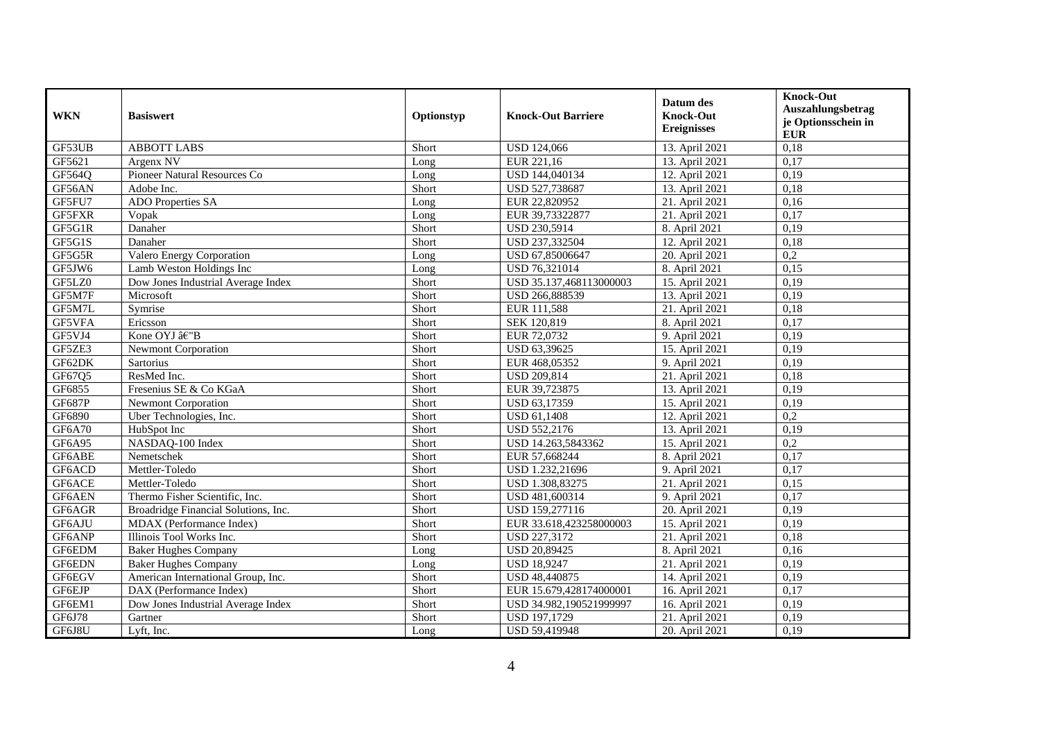| WKN | Basiswert | Optionstyp | Knock-Out Barriere | Datum des Knock-Out Ereignisses | Knock-Out Auszahlungsbetrag je Optionsschein in EUR |
|---|---|---|---|---|---|
| GF53UB | ABBOTT LABS | Short | USD 124,066 | 13. April 2021 | 0,18 |
| GF5621 | Argenx NV | Long | EUR 221,16 | 13. April 2021 | 0,17 |
| GF564Q | Pioneer Natural Resources Co | Long | USD 144,040134 | 12. April 2021 | 0,19 |
| GF56AN | Adobe Inc. | Short | USD 527,738687 | 13. April 2021 | 0,18 |
| GF5FU7 | ADO Properties SA | Long | EUR 22,820952 | 21. April 2021 | 0,16 |
| GF5FXR | Vopak | Long | EUR 39,73322877 | 21. April 2021 | 0,17 |
| GF5G1R | Danaher | Short | USD 230,5914 | 8. April 2021 | 0,19 |
| GF5G1S | Danaher | Short | USD 237,332504 | 12. April 2021 | 0,18 |
| GF5G5R | Valero Energy Corporation | Long | USD 67,85006647 | 20. April 2021 | 0,2 |
| GF5JW6 | Lamb Weston Holdings Inc | Long | USD 76,321014 | 8. April 2021 | 0,15 |
| GF5LZ0 | Dow Jones Industrial Average Index | Short | USD 35.137,468113000003 | 15. April 2021 | 0,19 |
| GF5M7F | Microsoft | Short | USD 266,888539 | 13. April 2021 | 0,19 |
| GF5M7L | Symrise | Short | EUR 111,588 | 21. April 2021 | 0,18 |
| GF5VFA | Ericsson | Short | SEK 120,819 | 8. April 2021 | 0,17 |
| GF5VJ4 | Kone OYJ â€"B | Short | EUR 72,0732 | 9. April 2021 | 0,19 |
| GF5ZE3 | Newmont Corporation | Short | USD 63,39625 | 15. April 2021 | 0,19 |
| GF62DK | Sartorius | Short | EUR 468,05352 | 9. April 2021 | 0,19 |
| GF67Q5 | ResMed Inc. | Short | USD 209,814 | 21. April 2021 | 0,18 |
| GF6855 | Fresenius SE & Co KGaA | Short | EUR 39,723875 | 13. April 2021 | 0,19 |
| GF687P | Newmont Corporation | Short | USD 63,17359 | 15. April 2021 | 0,19 |
| GF6890 | Uber Technologies, Inc. | Short | USD 61,1408 | 12. April 2021 | 0,2 |
| GF6A70 | HubSpot Inc | Short | USD 552,2176 | 13. April 2021 | 0,19 |
| GF6A95 | NASDAQ-100 Index | Short | USD 14.263,5843362 | 15. April 2021 | 0,2 |
| GF6ABE | Nemetschek | Short | EUR 57,668244 | 8. April 2021 | 0,17 |
| GF6ACD | Mettler-Toledo | Short | USD 1.232,21696 | 9. April 2021 | 0,17 |
| GF6ACE | Mettler-Toledo | Short | USD 1.308,83275 | 21. April 2021 | 0,15 |
| GF6AEN | Thermo Fisher Scientific, Inc. | Short | USD 481,600314 | 9. April 2021 | 0,17 |
| GF6AGR | Broadridge Financial Solutions, Inc. | Short | USD 159,277116 | 20. April 2021 | 0,19 |
| GF6AJU | MDAX (Performance Index) | Short | EUR 33.618,423258000003 | 15. April 2021 | 0,19 |
| GF6ANP | Illinois Tool Works Inc. | Short | USD 227,3172 | 21. April 2021 | 0,18 |
| GF6EDM | Baker Hughes Company | Long | USD 20,89425 | 8. April 2021 | 0,16 |
| GF6EDN | Baker Hughes Company | Long | USD 18,9247 | 21. April 2021 | 0,19 |
| GF6EGV | American International Group, Inc. | Short | USD 48,440875 | 14. April 2021 | 0,19 |
| GF6EJP | DAX (Performance Index) | Short | EUR 15.679,428174000001 | 16. April 2021 | 0,17 |
| GF6EM1 | Dow Jones Industrial Average Index | Short | USD 34.982,190521999997 | 16. April 2021 | 0,19 |
| GF6J78 | Gartner | Short | USD 197,1729 | 21. April 2021 | 0,19 |
| GF6J8U | Lyft, Inc. | Long | USD 59,419948 | 20. April 2021 | 0,19 |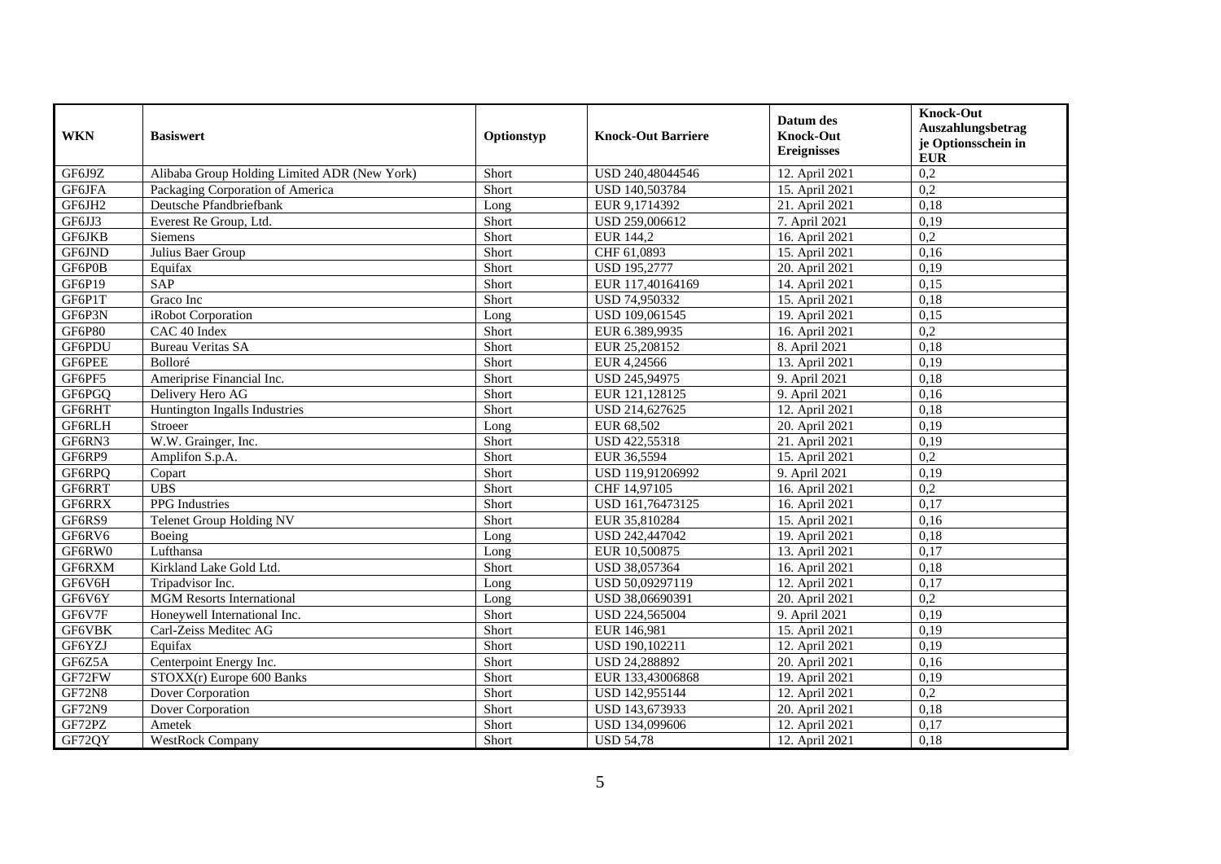| WKN | Basiswert | Optionstyp | Knock-Out Barriere | Datum des Knock-Out Ereignisses | Knock-Out Auszahlungsbetrag je Optionsschein in EUR |
|---|---|---|---|---|---|
| GF6J9Z | Alibaba Group Holding Limited ADR (New York) | Short | USD 240,48044546 | 12. April 2021 | 0,2 |
| GF6JFA | Packaging Corporation of America | Short | USD 140,503784 | 15. April 2021 | 0,2 |
| GF6JH2 | Deutsche Pfandbriefbank | Long | EUR 9,1714392 | 21. April 2021 | 0,18 |
| GF6JJ3 | Everest Re Group, Ltd. | Short | USD 259,006612 | 7. April 2021 | 0,19 |
| GF6JKB | Siemens | Short | EUR 144,2 | 16. April 2021 | 0,2 |
| GF6JND | Julius Baer Group | Short | CHF 61,0893 | 15. April 2021 | 0,16 |
| GF6P0B | Equifax | Short | USD 195,2777 | 20. April 2021 | 0,19 |
| GF6P19 | SAP | Short | EUR 117,40164169 | 14. April 2021 | 0,15 |
| GF6P1T | Graco Inc | Short | USD 74,950332 | 15. April 2021 | 0,18 |
| GF6P3N | iRobot Corporation | Long | USD 109,061545 | 19. April 2021 | 0,15 |
| GF6P80 | CAC 40 Index | Short | EUR 6.389,9935 | 16. April 2021 | 0,2 |
| GF6PDU | Bureau Veritas SA | Short | EUR 25,208152 | 8. April 2021 | 0,18 |
| GF6PEE | Bolloré | Short | EUR 4,24566 | 13. April 2021 | 0,19 |
| GF6PF5 | Ameriprise Financial Inc. | Short | USD 245,94975 | 9. April 2021 | 0,18 |
| GF6PGQ | Delivery Hero AG | Short | EUR 121,128125 | 9. April 2021 | 0,16 |
| GF6RHT | Huntington Ingalls Industries | Short | USD 214,627625 | 12. April 2021 | 0,18 |
| GF6RLH | Stroeer | Long | EUR 68,502 | 20. April 2021 | 0,19 |
| GF6RN3 | W.W. Grainger, Inc. | Short | USD 422,55318 | 21. April 2021 | 0,19 |
| GF6RP9 | Amplifon S.p.A. | Short | EUR 36,5594 | 15. April 2021 | 0,2 |
| GF6RPQ | Copart | Short | USD 119,91206992 | 9. April 2021 | 0,19 |
| GF6RRT | UBS | Short | CHF 14,97105 | 16. April 2021 | 0,2 |
| GF6RRX | PPG Industries | Short | USD 161,76473125 | 16. April 2021 | 0,17 |
| GF6RS9 | Telenet Group Holding NV | Short | EUR 35,810284 | 15. April 2021 | 0,16 |
| GF6RV6 | Boeing | Long | USD 242,447042 | 19. April 2021 | 0,18 |
| GF6RW0 | Lufthansa | Long | EUR 10,500875 | 13. April 2021 | 0,17 |
| GF6RXM | Kirkland Lake Gold Ltd. | Short | USD 38,057364 | 16. April 2021 | 0,18 |
| GF6V6H | Tripadvisor Inc. | Long | USD 50,09297119 | 12. April 2021 | 0,17 |
| GF6V6Y | MGM Resorts International | Long | USD 38,06690391 | 20. April 2021 | 0,2 |
| GF6V7F | Honeywell International Inc. | Short | USD 224,565004 | 9. April 2021 | 0,19 |
| GF6VBK | Carl-Zeiss Meditec AG | Short | EUR 146,981 | 15. April 2021 | 0,19 |
| GF6YZJ | Equifax | Short | USD 190,102211 | 12. April 2021 | 0,19 |
| GF6Z5A | Centerpoint Energy Inc. | Short | USD 24,288892 | 20. April 2021 | 0,16 |
| GF72FW | STOXX(r) Europe 600 Banks | Short | EUR 133,43006868 | 19. April 2021 | 0,19 |
| GF72N8 | Dover Corporation | Short | USD 142,955144 | 12. April 2021 | 0,2 |
| GF72N9 | Dover Corporation | Short | USD 143,673933 | 20. April 2021 | 0,18 |
| GF72PZ | Ametek | Short | USD 134,099606 | 12. April 2021 | 0,17 |
| GF72QY | WestRock Company | Short | USD 54,78 | 12. April 2021 | 0,18 |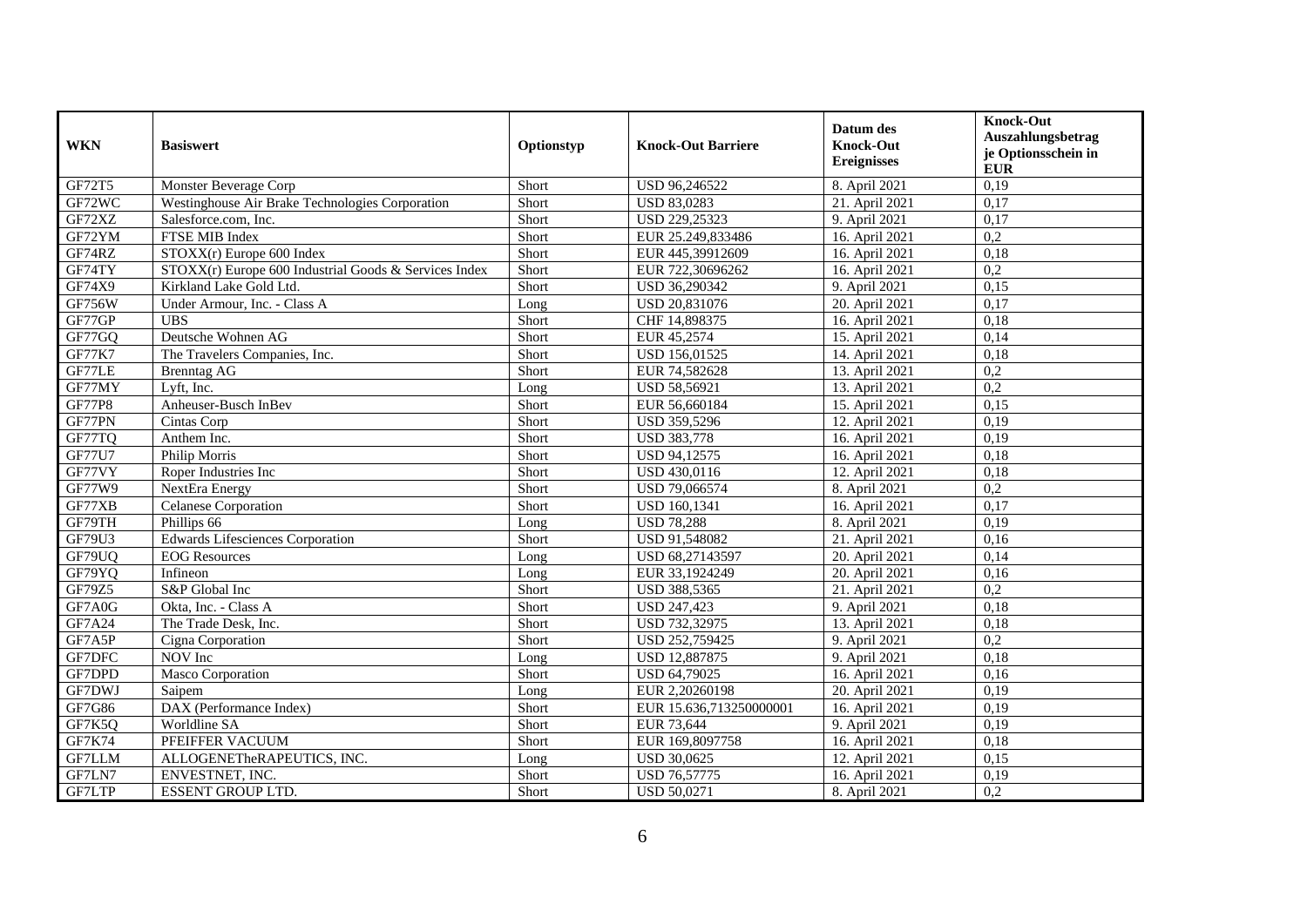| WKN | Basiswert | Optionstyp | Knock-Out Barriere | Datum des Knock-Out Ereignisses | Knock-Out Auszahlungsbetrag je Optionsschein in EUR |
|---|---|---|---|---|---|
| GF72T5 | Monster Beverage Corp | Short | USD 96,246522 | 8. April 2021 | 0,19 |
| GF72WC | Westinghouse Air Brake Technologies Corporation | Short | USD 83,0283 | 21. April 2021 | 0,17 |
| GF72XZ | Salesforce.com, Inc. | Short | USD 229,25323 | 9. April 2021 | 0,17 |
| GF72YM | FTSE MIB Index | Short | EUR 25.249,833486 | 16. April 2021 | 0,2 |
| GF74RZ | STOXX(r) Europe 600 Index | Short | EUR 445,39912609 | 16. April 2021 | 0,18 |
| GF74TY | STOXX(r) Europe 600 Industrial Goods & Services Index | Short | EUR 722,30696262 | 16. April 2021 | 0,2 |
| GF74X9 | Kirkland Lake Gold Ltd. | Short | USD 36,290342 | 9. April 2021 | 0,15 |
| GF756W | Under Armour, Inc. - Class A | Long | USD 20,831076 | 20. April 2021 | 0,17 |
| GF77GP | UBS | Short | CHF 14,898375 | 16. April 2021 | 0,18 |
| GF77GQ | Deutsche Wohnen AG | Short | EUR 45,2574 | 15. April 2021 | 0,14 |
| GF77K7 | The Travelers Companies, Inc. | Short | USD 156,01525 | 14. April 2021 | 0,18 |
| GF77LE | Brenntag AG | Short | EUR 74,582628 | 13. April 2021 | 0,2 |
| GF77MY | Lyft, Inc. | Long | USD 58,56921 | 13. April 2021 | 0,2 |
| GF77P8 | Anheuser-Busch InBev | Short | EUR 56,660184 | 15. April 2021 | 0,15 |
| GF77PN | Cintas Corp | Short | USD 359,5296 | 12. April 2021 | 0,19 |
| GF77TQ | Anthem Inc. | Short | USD 383,778 | 16. April 2021 | 0,19 |
| GF77U7 | Philip Morris | Short | USD 94,12575 | 16. April 2021 | 0,18 |
| GF77VY | Roper Industries Inc | Short | USD 430,0116 | 12. April 2021 | 0,18 |
| GF77W9 | NextEra Energy | Short | USD 79,066574 | 8. April 2021 | 0,2 |
| GF77XB | Celanese Corporation | Short | USD 160,1341 | 16. April 2021 | 0,17 |
| GF79TH | Phillips 66 | Long | USD 78,288 | 8. April 2021 | 0,19 |
| GF79U3 | Edwards Lifesciences Corporation | Short | USD 91,548082 | 21. April 2021 | 0,16 |
| GF79UQ | EOG Resources | Long | USD 68,27143597 | 20. April 2021 | 0,14 |
| GF79YQ | Infineon | Long | EUR 33,1924249 | 20. April 2021 | 0,16 |
| GF79Z5 | S&P Global Inc | Short | USD 388,5365 | 21. April 2021 | 0,2 |
| GF7A0G | Okta, Inc. - Class A | Short | USD 247,423 | 9. April 2021 | 0,18 |
| GF7A24 | The Trade Desk, Inc. | Short | USD 732,32975 | 13. April 2021 | 0,18 |
| GF7A5P | Cigna Corporation | Short | USD 252,759425 | 9. April 2021 | 0,2 |
| GF7DFC | NOV Inc | Long | USD 12,887875 | 9. April 2021 | 0,18 |
| GF7DPD | Masco Corporation | Short | USD 64,79025 | 16. April 2021 | 0,16 |
| GF7DWJ | Saipem | Long | EUR 2,20260198 | 20. April 2021 | 0,19 |
| GF7G86 | DAX (Performance Index) | Short | EUR 15.636,713250000001 | 16. April 2021 | 0,19 |
| GF7K5Q | Worldline SA | Short | EUR 73,644 | 9. April 2021 | 0,19 |
| GF7K74 | PFEIFFER VACUUM | Short | EUR 169,8097758 | 16. April 2021 | 0,18 |
| GF7LLM | ALLOGENETheRAPEUTICS, INC. | Long | USD 30,0625 | 12. April 2021 | 0,15 |
| GF7LN7 | ENVESTNET, INC. | Short | USD 76,57775 | 16. April 2021 | 0,19 |
| GF7LTP | ESSENT GROUP LTD. | Short | USD 50,0271 | 8. April 2021 | 0,2 |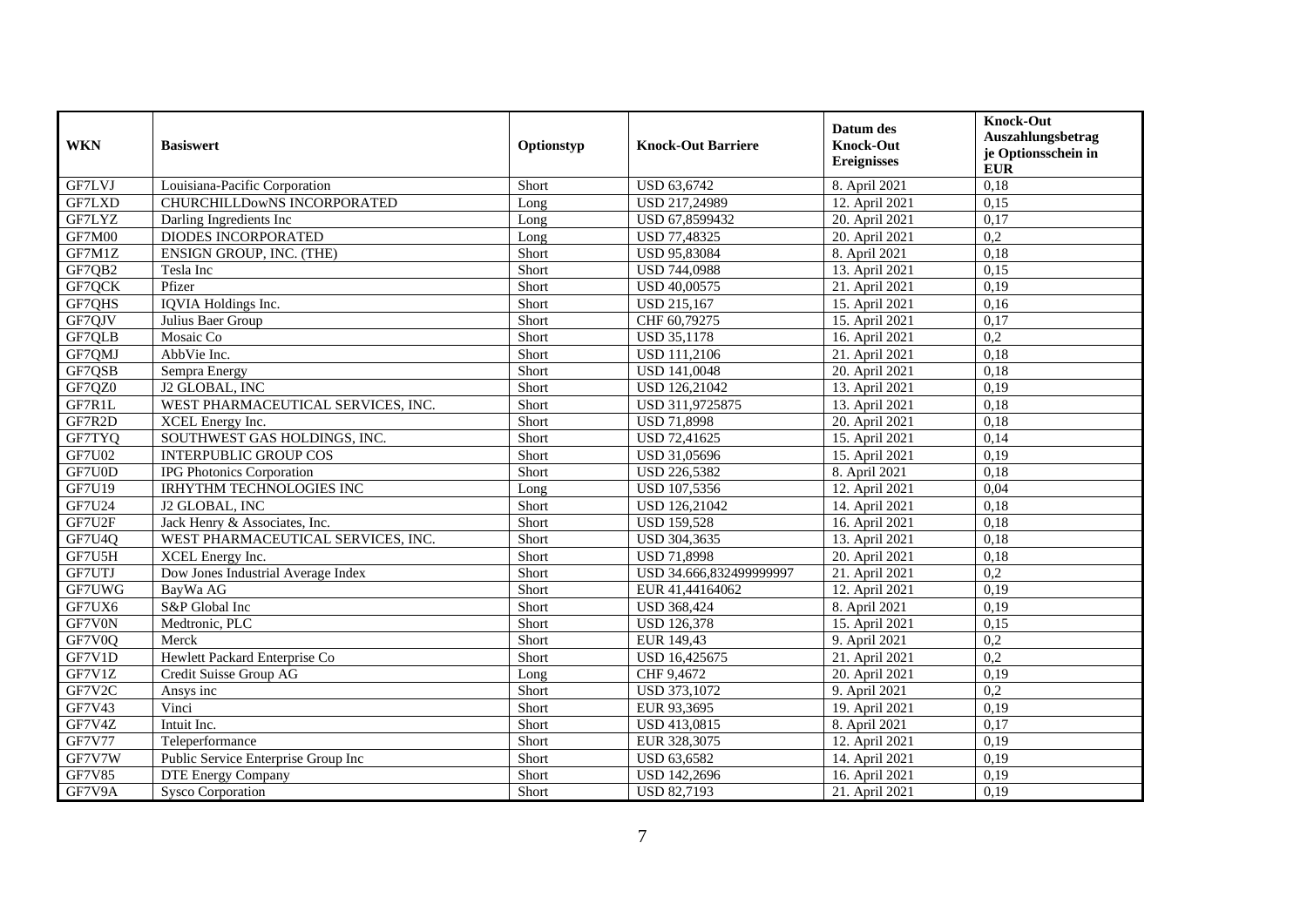| WKN | Basiswert | Optionstyp | Knock-Out Barriere | Datum des Knock-Out Ereignisses | Knock-Out Auszahlungsbetrag je Optionsschein in EUR |
|---|---|---|---|---|---|
| GF7LVJ | Louisiana-Pacific Corporation | Short | USD 63,6742 | 8. April 2021 | 0,18 |
| GF7LXD | CHURCHILLDowNS INCORPORATED | Long | USD 217,24989 | 12. April 2021 | 0,15 |
| GF7LYZ | Darling Ingredients Inc | Long | USD 67,8599432 | 20. April 2021 | 0,17 |
| GF7M00 | DIODES INCORPORATED | Long | USD 77,48325 | 20. April 2021 | 0,2 |
| GF7M1Z | ENSIGN GROUP, INC. (THE) | Short | USD 95,83084 | 8. April 2021 | 0,18 |
| GF7QB2 | Tesla Inc | Short | USD 744,0988 | 13. April 2021 | 0,15 |
| GF7QCK | Pfizer | Short | USD 40,00575 | 21. April 2021 | 0,19 |
| GF7QHS | IQVIA Holdings Inc. | Short | USD 215,167 | 15. April 2021 | 0,16 |
| GF7QJV | Julius Baer Group | Short | CHF 60,79275 | 15. April 2021 | 0,17 |
| GF7QLB | Mosaic Co | Short | USD 35,1178 | 16. April 2021 | 0,2 |
| GF7QMJ | AbbVie Inc. | Short | USD 111,2106 | 21. April 2021 | 0,18 |
| GF7QSB | Sempra Energy | Short | USD 141,0048 | 20. April 2021 | 0,18 |
| GF7QZ0 | J2 GLOBAL, INC | Short | USD 126,21042 | 13. April 2021 | 0,19 |
| GF7R1L | WEST PHARMACEUTICAL SERVICES, INC. | Short | USD 311,9725875 | 13. April 2021 | 0,18 |
| GF7R2D | XCEL Energy Inc. | Short | USD 71,8998 | 20. April 2021 | 0,18 |
| GF7TYQ | SOUTHWEST GAS HOLDINGS, INC. | Short | USD 72,41625 | 15. April 2021 | 0,14 |
| GF7U02 | INTERPUBLIC GROUP COS | Short | USD 31,05696 | 15. April 2021 | 0,19 |
| GF7U0D | IPG Photonics Corporation | Short | USD 226,5382 | 8. April 2021 | 0,18 |
| GF7U19 | IRHYTHM TECHNOLOGIES INC | Long | USD 107,5356 | 12. April 2021 | 0,04 |
| GF7U24 | J2 GLOBAL, INC | Short | USD 126,21042 | 14. April 2021 | 0,18 |
| GF7U2F | Jack Henry & Associates, Inc. | Short | USD 159,528 | 16. April 2021 | 0,18 |
| GF7U4Q | WEST PHARMACEUTICAL SERVICES, INC. | Short | USD 304,3635 | 13. April 2021 | 0,18 |
| GF7U5H | XCEL Energy Inc. | Short | USD 71,8998 | 20. April 2021 | 0,18 |
| GF7UTJ | Dow Jones Industrial Average Index | Short | USD 34.666,832499999997 | 21. April 2021 | 0,2 |
| GF7UWG | BayWa AG | Short | EUR 41,44164062 | 12. April 2021 | 0,19 |
| GF7UX6 | S&P Global Inc | Short | USD 368,424 | 8. April 2021 | 0,19 |
| GF7V0N | Medtronic, PLC | Short | USD 126,378 | 15. April 2021 | 0,15 |
| GF7V0Q | Merck | Short | EUR 149,43 | 9. April 2021 | 0,2 |
| GF7V1D | Hewlett Packard Enterprise Co | Short | USD 16,425675 | 21. April 2021 | 0,2 |
| GF7V1Z | Credit Suisse Group AG | Long | CHF 9,4672 | 20. April 2021 | 0,19 |
| GF7V2C | Ansys inc | Short | USD 373,1072 | 9. April 2021 | 0,2 |
| GF7V43 | Vinci | Short | EUR 93,3695 | 19. April 2021 | 0,19 |
| GF7V4Z | Intuit Inc. | Short | USD 413,0815 | 8. April 2021 | 0,17 |
| GF7V77 | Teleperformance | Short | EUR 328,3075 | 12. April 2021 | 0,19 |
| GF7V7W | Public Service Enterprise Group Inc | Short | USD 63,6582 | 14. April 2021 | 0,19 |
| GF7V85 | DTE Energy Company | Short | USD 142,2696 | 16. April 2021 | 0,19 |
| GF7V9A | Sysco Corporation | Short | USD 82,7193 | 21. April 2021 | 0,19 |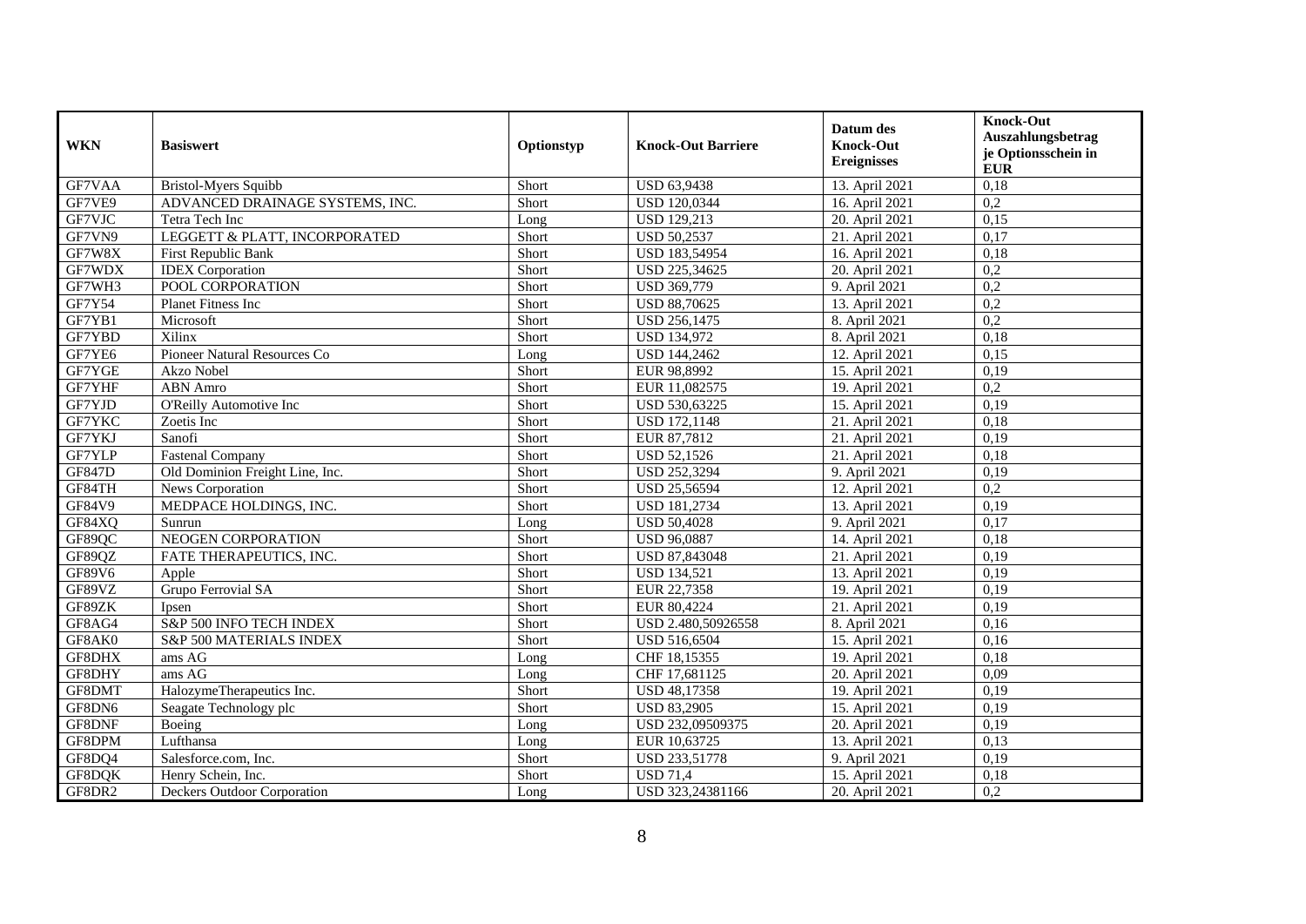| WKN | Basiswert | Optionstyp | Knock-Out Barriere | Datum des Knock-Out Ereignisses | Knock-Out Auszahlungsbetrag je Optionsschein in EUR |
|---|---|---|---|---|---|
| GF7VAA | Bristol-Myers Squibb | Short | USD 63,9438 | 13. April 2021 | 0,18 |
| GF7VE9 | ADVANCED DRAINAGE SYSTEMS, INC. | Short | USD 120,0344 | 16. April 2021 | 0,2 |
| GF7VJC | Tetra Tech Inc | Long | USD 129,213 | 20. April 2021 | 0,15 |
| GF7VN9 | LEGGETT & PLATT, INCORPORATED | Short | USD 50,2537 | 21. April 2021 | 0,17 |
| GF7W8X | First Republic Bank | Short | USD 183,54954 | 16. April 2021 | 0,18 |
| GF7WDX | IDEX Corporation | Short | USD 225,34625 | 20. April 2021 | 0,2 |
| GF7WH3 | POOL CORPORATION | Short | USD 369,779 | 9. April 2021 | 0,2 |
| GF7Y54 | Planet Fitness Inc | Short | USD 88,70625 | 13. April 2021 | 0,2 |
| GF7YB1 | Microsoft | Short | USD 256,1475 | 8. April 2021 | 0,2 |
| GF7YBD | Xilinx | Short | USD 134,972 | 8. April 2021 | 0,18 |
| GF7YE6 | Pioneer Natural Resources Co | Long | USD 144,2462 | 12. April 2021 | 0,15 |
| GF7YGE | Akzo Nobel | Short | EUR 98,8992 | 15. April 2021 | 0,19 |
| GF7YHF | ABN Amro | Short | EUR 11,082575 | 19. April 2021 | 0,2 |
| GF7YJD | O'Reilly Automotive Inc | Short | USD 530,63225 | 15. April 2021 | 0,19 |
| GF7YKC | Zoetis Inc | Short | USD 172,1148 | 21. April 2021 | 0,18 |
| GF7YKJ | Sanofi | Short | EUR 87,7812 | 21. April 2021 | 0,19 |
| GF7YLP | Fastenal Company | Short | USD 52,1526 | 21. April 2021 | 0,18 |
| GF847D | Old Dominion Freight Line, Inc. | Short | USD 252,3294 | 9. April 2021 | 0,19 |
| GF84TH | News Corporation | Short | USD 25,56594 | 12. April 2021 | 0,2 |
| GF84V9 | MEDPACE HOLDINGS, INC. | Short | USD 181,2734 | 13. April 2021 | 0,19 |
| GF84XQ | Sunrun | Long | USD 50,4028 | 9. April 2021 | 0,17 |
| GF89QC | NEOGEN CORPORATION | Short | USD 96,0887 | 14. April 2021 | 0,18 |
| GF89QZ | FATE THERAPEUTICS, INC. | Short | USD 87,843048 | 21. April 2021 | 0,19 |
| GF89V6 | Apple | Short | USD 134,521 | 13. April 2021 | 0,19 |
| GF89VZ | Grupo Ferrovial SA | Short | EUR 22,7358 | 19. April 2021 | 0,19 |
| GF89ZK | Ipsen | Short | EUR 80,4224 | 21. April 2021 | 0,19 |
| GF8AG4 | S&P 500 INFO TECH INDEX | Short | USD 2.480,50926558 | 8. April 2021 | 0,16 |
| GF8AK0 | S&P 500 MATERIALS INDEX | Short | USD 516,6504 | 15. April 2021 | 0,16 |
| GF8DHX | ams AG | Long | CHF 18,15355 | 19. April 2021 | 0,18 |
| GF8DHY | ams AG | Long | CHF 17,681125 | 20. April 2021 | 0,09 |
| GF8DMT | HalozymeTherapeutics Inc. | Short | USD 48,17358 | 19. April 2021 | 0,19 |
| GF8DN6 | Seagate Technology plc | Short | USD 83,2905 | 15. April 2021 | 0,19 |
| GF8DNF | Boeing | Long | USD 232,09509375 | 20. April 2021 | 0,19 |
| GF8DPM | Lufthansa | Long | EUR 10,63725 | 13. April 2021 | 0,13 |
| GF8DQ4 | Salesforce.com, Inc. | Short | USD 233,51778 | 9. April 2021 | 0,19 |
| GF8DQK | Henry Schein, Inc. | Short | USD 71,4 | 15. April 2021 | 0,18 |
| GF8DR2 | Deckers Outdoor Corporation | Long | USD 323,24381166 | 20. April 2021 | 0,2 |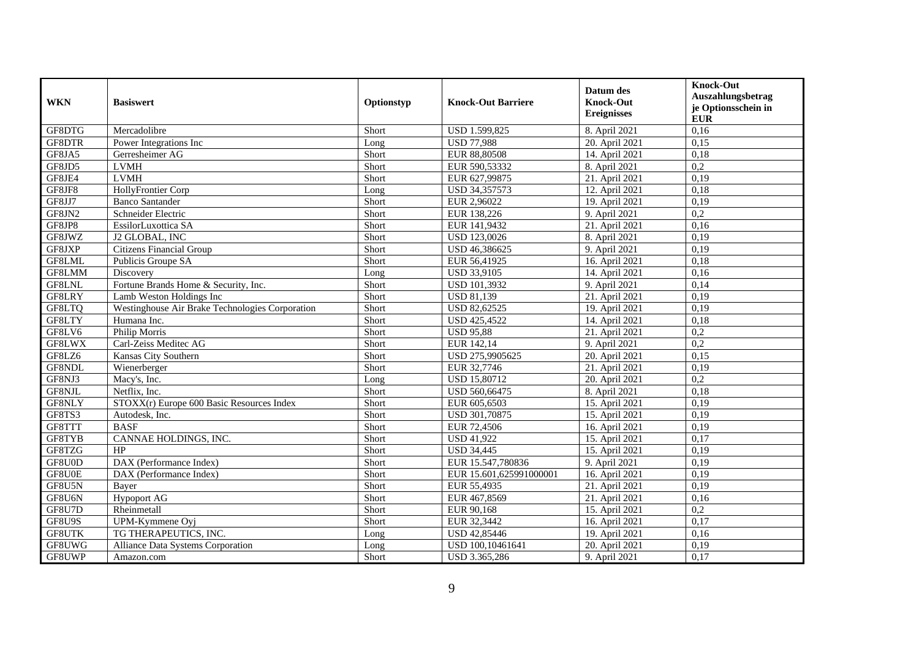| WKN | Basiswert | Optionstyp | Knock-Out Barriere | Datum des Knock-Out Ereignisses | Knock-Out Auszahlungsbetrag je Optionsschein in EUR |
|---|---|---|---|---|---|
| GF8DTG | Mercadolibre | Short | USD 1.599,825 | 8. April 2021 | 0,16 |
| GF8DTR | Power Integrations Inc | Long | USD 77,988 | 20. April 2021 | 0,15 |
| GF8JA5 | Gerresheimer AG | Short | EUR 88,80508 | 14. April 2021 | 0,18 |
| GF8JD5 | LVMH | Short | EUR 590,53332 | 8. April 2021 | 0,2 |
| GF8JE4 | LVMH | Short | EUR 627,99875 | 21. April 2021 | 0,19 |
| GF8JF8 | HollyFrontier Corp | Long | USD 34,357573 | 12. April 2021 | 0,18 |
| GF8JJ7 | Banco Santander | Short | EUR 2,96022 | 19. April 2021 | 0,19 |
| GF8JN2 | Schneider Electric | Short | EUR 138,226 | 9. April 2021 | 0,2 |
| GF8JP8 | EssilorLuxottica SA | Short | EUR 141,9432 | 21. April 2021 | 0,16 |
| GF8JWZ | J2 GLOBAL, INC | Short | USD 123,0026 | 8. April 2021 | 0,19 |
| GF8JXP | Citizens Financial Group | Short | USD 46,386625 | 9. April 2021 | 0,19 |
| GF8LML | Publicis Groupe SA | Short | EUR 56,41925 | 16. April 2021 | 0,18 |
| GF8LMM | Discovery | Long | USD 33,9105 | 14. April 2021 | 0,16 |
| GF8LNL | Fortune Brands Home & Security, Inc. | Short | USD 101,3932 | 9. April 2021 | 0,14 |
| GF8LRY | Lamb Weston Holdings Inc | Short | USD 81,139 | 21. April 2021 | 0,19 |
| GF8LTQ | Westinghouse Air Brake Technologies Corporation | Short | USD 82,62525 | 19. April 2021 | 0,19 |
| GF8LTY | Humana Inc. | Short | USD 425,4522 | 14. April 2021 | 0,18 |
| GF8LV6 | Philip Morris | Short | USD 95,88 | 21. April 2021 | 0,2 |
| GF8LWX | Carl-Zeiss Meditec AG | Short | EUR 142,14 | 9. April 2021 | 0,2 |
| GF8LZ6 | Kansas City Southern | Short | USD 275,9905625 | 20. April 2021 | 0,15 |
| GF8NDL | Wienerberger | Short | EUR 32,7746 | 21. April 2021 | 0,19 |
| GF8NJ3 | Macy's, Inc. | Long | USD 15,80712 | 20. April 2021 | 0,2 |
| GF8NJL | Netflix, Inc. | Short | USD 560,66475 | 8. April 2021 | 0,18 |
| GF8NLY | STOXX(r) Europe 600 Basic Resources Index | Short | EUR 605,6503 | 15. April 2021 | 0,19 |
| GF8TS3 | Autodesk, Inc. | Short | USD 301,70875 | 15. April 2021 | 0,19 |
| GF8TTT | BASF | Short | EUR 72,4506 | 16. April 2021 | 0,19 |
| GF8TYB | CANNAE HOLDINGS, INC. | Short | USD 41,922 | 15. April 2021 | 0,17 |
| GF8TZG | HP | Short | USD 34,445 | 15. April 2021 | 0,19 |
| GF8U0D | DAX (Performance Index) | Short | EUR 15.547,780836 | 9. April 2021 | 0,19 |
| GF8U0E | DAX (Performance Index) | Short | EUR 15.601,625991000001 | 16. April 2021 | 0,19 |
| GF8U5N | Bayer | Short | EUR 55,4935 | 21. April 2021 | 0,19 |
| GF8U6N | Hypoport AG | Short | EUR 467,8569 | 21. April 2021 | 0,16 |
| GF8U7D | Rheinmetall | Short | EUR 90,168 | 15. April 2021 | 0,2 |
| GF8U9S | UPM-Kymmene Oyj | Short | EUR 32,3442 | 16. April 2021 | 0,17 |
| GF8UTK | TG THERAPEUTICS, INC. | Long | USD 42,85446 | 19. April 2021 | 0,16 |
| GF8UWG | Alliance Data Systems Corporation | Long | USD 100,10461641 | 20. April 2021 | 0,19 |
| GF8UWP | Amazon.com | Short | USD 3.365,286 | 9. April 2021 | 0,17 |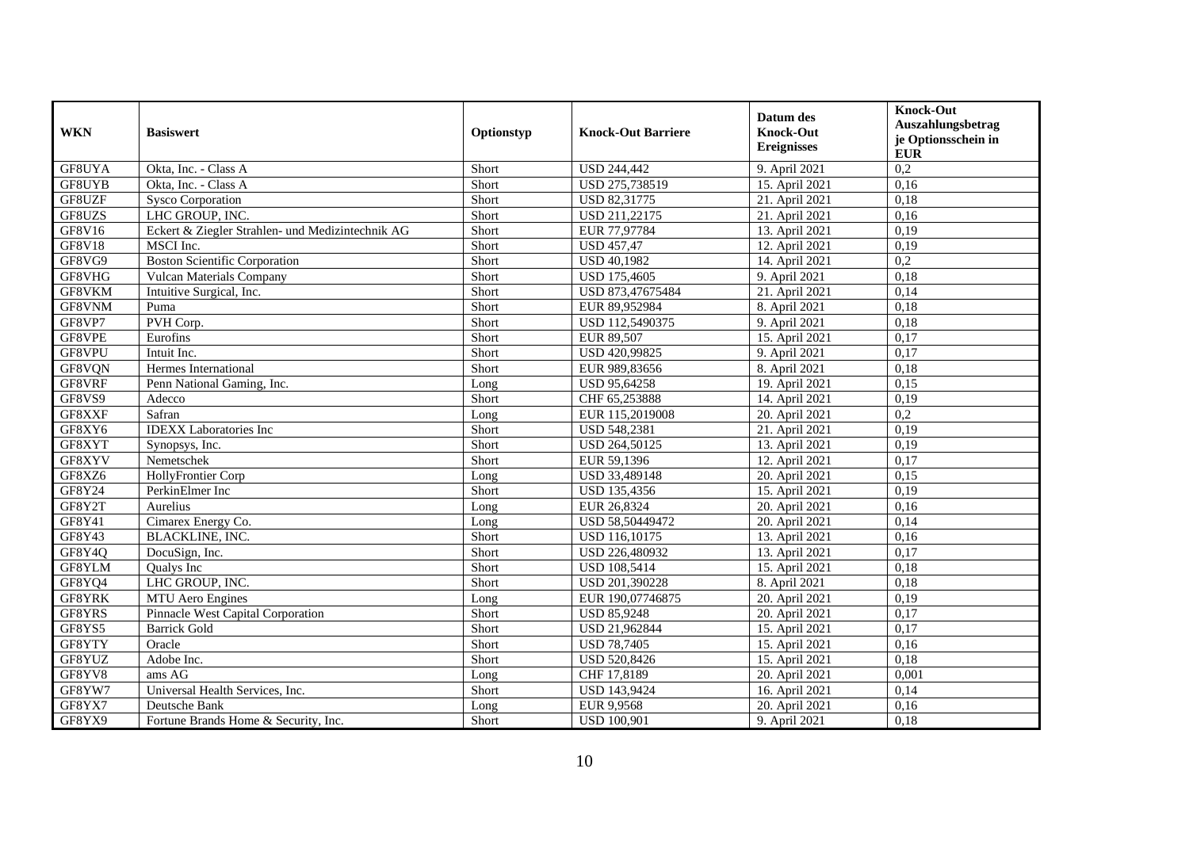| WKN | Basiswert | Optionstyp | Knock-Out Barriere | Datum des Knock-Out Ereignisses | Knock-Out Auszahlungsbetrag je Optionsschein in EUR |
|---|---|---|---|---|---|
| GF8UYA | Okta, Inc. - Class A | Short | USD 244,442 | 9. April 2021 | 0,2 |
| GF8UYB | Okta, Inc. - Class A | Short | USD 275,738519 | 15. April 2021 | 0,16 |
| GF8UZF | Sysco Corporation | Short | USD 82,31775 | 21. April 2021 | 0,18 |
| GF8UZS | LHC GROUP, INC. | Short | USD 211,22175 | 21. April 2021 | 0,16 |
| GF8V16 | Eckert & Ziegler Strahlen- und Medizintechnik AG | Short | EUR 77,97784 | 13. April 2021 | 0,19 |
| GF8V18 | MSCI Inc. | Short | USD 457,47 | 12. April 2021 | 0,19 |
| GF8VG9 | Boston Scientific Corporation | Short | USD 40,1982 | 14. April 2021 | 0,2 |
| GF8VHG | Vulcan Materials Company | Short | USD 175,4605 | 9. April 2021 | 0,18 |
| GF8VKM | Intuitive Surgical, Inc. | Short | USD 873,47675484 | 21. April 2021 | 0,14 |
| GF8VNM | Puma | Short | EUR 89,952984 | 8. April 2021 | 0,18 |
| GF8VP7 | PVH Corp. | Short | USD 112,5490375 | 9. April 2021 | 0,18 |
| GF8VPE | Eurofins | Short | EUR 89,507 | 15. April 2021 | 0,17 |
| GF8VPU | Intuit Inc. | Short | USD 420,99825 | 9. April 2021 | 0,17 |
| GF8VQN | Hermes International | Short | EUR 989,83656 | 8. April 2021 | 0,18 |
| GF8VRF | Penn National Gaming, Inc. | Long | USD 95,64258 | 19. April 2021 | 0,15 |
| GF8VS9 | Adecco | Short | CHF 65,253888 | 14. April 2021 | 0,19 |
| GF8XXF | Safran | Long | EUR 115,2019008 | 20. April 2021 | 0,2 |
| GF8XY6 | IDEXX Laboratories Inc | Short | USD 548,2381 | 21. April 2021 | 0,19 |
| GF8XYT | Synopsys, Inc. | Short | USD 264,50125 | 13. April 2021 | 0,19 |
| GF8XYV | Nemetschek | Short | EUR 59,1396 | 12. April 2021 | 0,17 |
| GF8XZ6 | HollyFrontier Corp | Long | USD 33,489148 | 20. April 2021 | 0,15 |
| GF8Y24 | PerkinElmer Inc | Short | USD 135,4356 | 15. April 2021 | 0,19 |
| GF8Y2T | Aurelius | Long | EUR 26,8324 | 20. April 2021 | 0,16 |
| GF8Y41 | Cimarex Energy Co. | Long | USD 58,50449472 | 20. April 2021 | 0,14 |
| GF8Y43 | BLACKLINE, INC. | Short | USD 116,10175 | 13. April 2021 | 0,16 |
| GF8Y4Q | DocuSign, Inc. | Short | USD 226,480932 | 13. April 2021 | 0,17 |
| GF8YLM | Qualys Inc | Short | USD 108,5414 | 15. April 2021 | 0,18 |
| GF8YQ4 | LHC GROUP, INC. | Short | USD 201,390228 | 8. April 2021 | 0,18 |
| GF8YRK | MTU Aero Engines | Long | EUR 190,07746875 | 20. April 2021 | 0,19 |
| GF8YRS | Pinnacle West Capital Corporation | Short | USD 85,9248 | 20. April 2021 | 0,17 |
| GF8YS5 | Barrick Gold | Short | USD 21,962844 | 15. April 2021 | 0,17 |
| GF8YTY | Oracle | Short | USD 78,7405 | 15. April 2021 | 0,16 |
| GF8YUZ | Adobe Inc. | Short | USD 520,8426 | 15. April 2021 | 0,18 |
| GF8YV8 | ams AG | Long | CHF 17,8189 | 20. April 2021 | 0,001 |
| GF8YW7 | Universal Health Services, Inc. | Short | USD 143,9424 | 16. April 2021 | 0,14 |
| GF8YX7 | Deutsche Bank | Long | EUR 9,9568 | 20. April 2021 | 0,16 |
| GF8YX9 | Fortune Brands Home & Security, Inc. | Short | USD 100,901 | 9. April 2021 | 0,18 |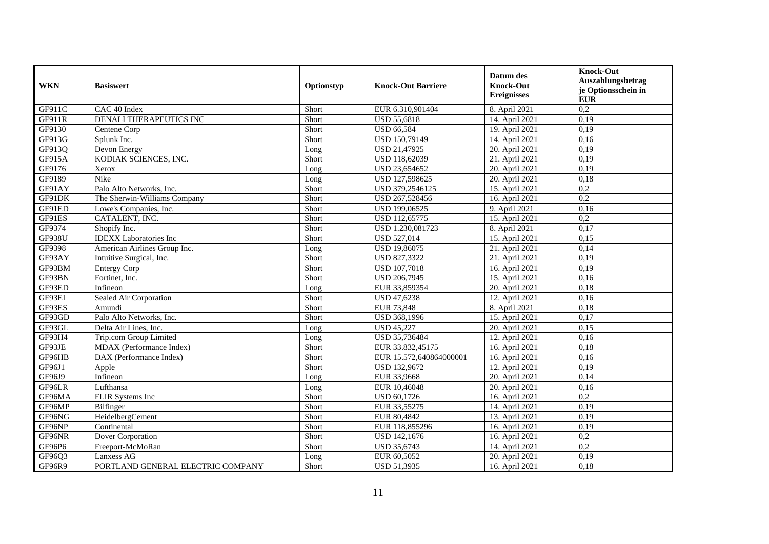| WKN | Basiswert | Optionstyp | Knock-Out Barriere | Datum des Knock-Out Ereignisses | Knock-Out Auszahlungsbetrag je Optionsschein in EUR |
|---|---|---|---|---|---|
| GF911C | CAC 40 Index | Short | EUR 6.310,901404 | 8. April 2021 | 0,2 |
| GF911R | DENALI THERAPEUTICS INC | Short | USD 55,6818 | 14. April 2021 | 0,19 |
| GF9130 | Centene Corp | Short | USD 66,584 | 19. April 2021 | 0,19 |
| GF913G | Splunk Inc. | Short | USD 150,79149 | 14. April 2021 | 0,16 |
| GF913Q | Devon Energy | Long | USD 21,47925 | 20. April 2021 | 0,19 |
| GF915A | KODIAK SCIENCES, INC. | Short | USD 118,62039 | 21. April 2021 | 0,19 |
| GF9176 | Xerox | Long | USD 23,654652 | 20. April 2021 | 0,19 |
| GF9189 | Nike | Long | USD 127,598625 | 20. April 2021 | 0,18 |
| GF91AY | Palo Alto Networks, Inc. | Short | USD 379,2546125 | 15. April 2021 | 0,2 |
| GF91DK | The Sherwin-Williams Company | Short | USD 267,528456 | 16. April 2021 | 0,2 |
| GF91ED | Lowe's Companies, Inc. | Short | USD 199,06525 | 9. April 2021 | 0,16 |
| GF91ES | CATALENT, INC. | Short | USD 112,65775 | 15. April 2021 | 0,2 |
| GF9374 | Shopify Inc. | Short | USD 1.230,081723 | 8. April 2021 | 0,17 |
| GF938U | IDEXX Laboratories Inc | Short | USD 527,014 | 15. April 2021 | 0,15 |
| GF9398 | American Airlines Group Inc. | Long | USD 19,86075 | 21. April 2021 | 0,14 |
| GF93AY | Intuitive Surgical, Inc. | Short | USD 827,3322 | 21. April 2021 | 0,19 |
| GF93BM | Entergy Corp | Short | USD 107,7018 | 16. April 2021 | 0,19 |
| GF93BN | Fortinet, Inc. | Short | USD 206,7945 | 15. April 2021 | 0,16 |
| GF93ED | Infineon | Long | EUR 33,859354 | 20. April 2021 | 0,18 |
| GF93EL | Sealed Air Corporation | Short | USD 47,6238 | 12. April 2021 | 0,16 |
| GF93ES | Amundi | Short | EUR 73,848 | 8. April 2021 | 0,18 |
| GF93GD | Palo Alto Networks, Inc. | Short | USD 368,1996 | 15. April 2021 | 0,17 |
| GF93GL | Delta Air Lines, Inc. | Long | USD 45,227 | 20. April 2021 | 0,15 |
| GF93H4 | Trip.com Group Limited | Long | USD 35,736484 | 12. April 2021 | 0,16 |
| GF93JE | MDAX (Performance Index) | Short | EUR 33.832,45175 | 16. April 2021 | 0,18 |
| GF96HB | DAX (Performance Index) | Short | EUR 15.572,640864000001 | 16. April 2021 | 0,16 |
| GF96J1 | Apple | Short | USD 132,9672 | 12. April 2021 | 0,19 |
| GF96J9 | Infineon | Long | EUR 33,9668 | 20. April 2021 | 0,14 |
| GF96LR | Lufthansa | Long | EUR 10,46048 | 20. April 2021 | 0,16 |
| GF96MA | FLIR Systems Inc | Short | USD 60,1726 | 16. April 2021 | 0,2 |
| GF96MP | Bilfinger | Short | EUR 33,55275 | 14. April 2021 | 0,19 |
| GF96NG | HeidelbergCement | Short | EUR 80,4842 | 13. April 2021 | 0,19 |
| GF96NP | Continental | Short | EUR 118,855296 | 16. April 2021 | 0,19 |
| GF96NR | Dover Corporation | Short | USD 142,1676 | 16. April 2021 | 0,2 |
| GF96P6 | Freeport-McMoRan | Short | USD 35,6743 | 14. April 2021 | 0,2 |
| GF96Q3 | Lanxess AG | Long | EUR 60,5052 | 20. April 2021 | 0,19 |
| GF96R9 | PORTLAND GENERAL ELECTRIC COMPANY | Short | USD 51,3935 | 16. April 2021 | 0,18 |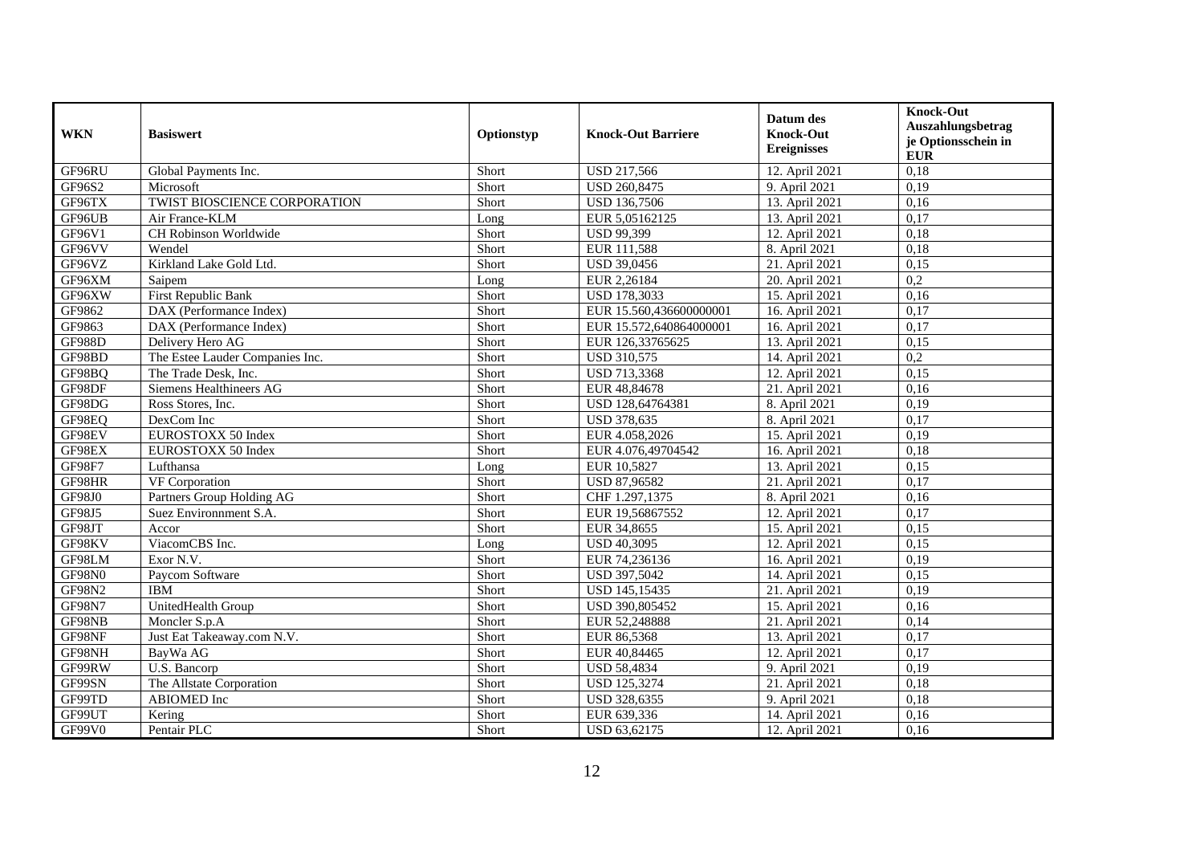| WKN | Basiswert | Optionstyp | Knock-Out Barriere | Datum des Knock-Out Ereignisses | Knock-Out Auszahlungsbetrag je Optionsschein in EUR |
|---|---|---|---|---|---|
| GF96RU | Global Payments Inc. | Short | USD 217,566 | 12. April 2021 | 0,18 |
| GF96S2 | Microsoft | Short | USD 260,8475 | 9. April 2021 | 0,19 |
| GF96TX | TWIST BIOSCIENCE CORPORATION | Short | USD 136,7506 | 13. April 2021 | 0,16 |
| GF96UB | Air France-KLM | Long | EUR 5,05162125 | 13. April 2021 | 0,17 |
| GF96V1 | CH Robinson Worldwide | Short | USD 99,399 | 12. April 2021 | 0,18 |
| GF96VV | Wendel | Short | EUR 111,588 | 8. April 2021 | 0,18 |
| GF96VZ | Kirkland Lake Gold Ltd. | Short | USD 39,0456 | 21. April 2021 | 0,15 |
| GF96XM | Saipem | Long | EUR 2,26184 | 20. April 2021 | 0,2 |
| GF96XW | First Republic Bank | Short | USD 178,3033 | 15. April 2021 | 0,16 |
| GF9862 | DAX (Performance Index) | Short | EUR 15.560,436600000001 | 16. April 2021 | 0,17 |
| GF9863 | DAX (Performance Index) | Short | EUR 15.572,640864000001 | 16. April 2021 | 0,17 |
| GF988D | Delivery Hero AG | Short | EUR 126,33765625 | 13. April 2021 | 0,15 |
| GF98BD | The Estee Lauder Companies Inc. | Short | USD 310,575 | 14. April 2021 | 0,2 |
| GF98BQ | The Trade Desk, Inc. | Short | USD 713,3368 | 12. April 2021 | 0,15 |
| GF98DF | Siemens Healthineers AG | Short | EUR 48,84678 | 21. April 2021 | 0,16 |
| GF98DG | Ross Stores, Inc. | Short | USD 128,64764381 | 8. April 2021 | 0,19 |
| GF98EQ | DexCom Inc | Short | USD 378,635 | 8. April 2021 | 0,17 |
| GF98EV | EUROSTOXX 50 Index | Short | EUR 4.058,2026 | 15. April 2021 | 0,19 |
| GF98EX | EUROSTOXX 50 Index | Short | EUR 4.076,49704542 | 16. April 2021 | 0,18 |
| GF98F7 | Lufthansa | Long | EUR 10,5827 | 13. April 2021 | 0,15 |
| GF98HR | VF Corporation | Short | USD 87,96582 | 21. April 2021 | 0,17 |
| GF98J0 | Partners Group Holding AG | Short | CHF 1.297,1375 | 8. April 2021 | 0,16 |
| GF98J5 | Suez Environnment S.A. | Short | EUR 19,56867552 | 12. April 2021 | 0,17 |
| GF98JT | Accor | Short | EUR 34,8655 | 15. April 2021 | 0,15 |
| GF98KV | ViacomCBS Inc. | Long | USD 40,3095 | 12. April 2021 | 0,15 |
| GF98LM | Exor N.V. | Short | EUR 74,236136 | 16. April 2021 | 0,19 |
| GF98N0 | Paycom Software | Short | USD 397,5042 | 14. April 2021 | 0,15 |
| GF98N2 | IBM | Short | USD 145,15435 | 21. April 2021 | 0,19 |
| GF98N7 | UnitedHealth Group | Short | USD 390,805452 | 15. April 2021 | 0,16 |
| GF98NB | Moncler S.p.A | Short | EUR 52,248888 | 21. April 2021 | 0,14 |
| GF98NF | Just Eat Takeaway.com N.V. | Short | EUR 86,5368 | 13. April 2021 | 0,17 |
| GF98NH | BayWa AG | Short | EUR 40,84465 | 12. April 2021 | 0,17 |
| GF99RW | U.S. Bancorp | Short | USD 58,4834 | 9. April 2021 | 0,19 |
| GF99SN | The Allstate Corporation | Short | USD 125,3274 | 21. April 2021 | 0,18 |
| GF99TD | ABIOMED Inc | Short | USD 328,6355 | 9. April 2021 | 0,18 |
| GF99UT | Kering | Short | EUR 639,336 | 14. April 2021 | 0,16 |
| GF99V0 | Pentair PLC | Short | USD 63,62175 | 12. April 2021 | 0,16 |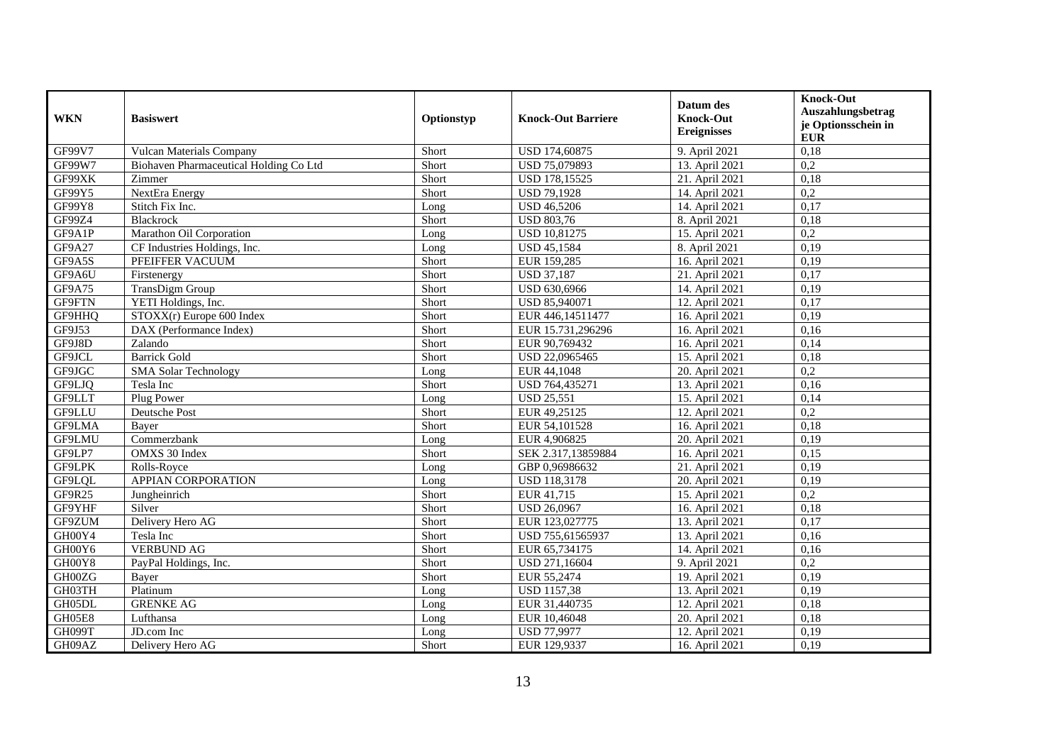| WKN | Basiswert | Optionstyp | Knock-Out Barriere | Datum des Knock-Out Ereignisses | Knock-Out Auszahlungsbetrag je Optionsschein in EUR |
|---|---|---|---|---|---|
| GF99V7 | Vulcan Materials Company | Short | USD 174,60875 | 9. April 2021 | 0,18 |
| GF99W7 | Biohaven Pharmaceutical Holding Co Ltd | Short | USD 75,079893 | 13. April 2021 | 0,2 |
| GF99XK | Zimmer | Short | USD 178,15525 | 21. April 2021 | 0,18 |
| GF99Y5 | NextEra Energy | Short | USD 79,1928 | 14. April 2021 | 0,2 |
| GF99Y8 | Stitch Fix Inc. | Long | USD 46,5206 | 14. April 2021 | 0,17 |
| GF99Z4 | Blackrock | Short | USD 803,76 | 8. April 2021 | 0,18 |
| GF9A1P | Marathon Oil Corporation | Long | USD 10,81275 | 15. April 2021 | 0,2 |
| GF9A27 | CF Industries Holdings, Inc. | Long | USD 45,1584 | 8. April 2021 | 0,19 |
| GF9A5S | PFEIFFER VACUUM | Short | EUR 159,285 | 16. April 2021 | 0,19 |
| GF9A6U | Firstenergy | Short | USD 37,187 | 21. April 2021 | 0,17 |
| GF9A75 | TransDigm Group | Short | USD 630,6966 | 14. April 2021 | 0,19 |
| GF9FTN | YETI Holdings, Inc. | Short | USD 85,940071 | 12. April 2021 | 0,17 |
| GF9HHQ | STOXX(r) Europe 600 Index | Short | EUR 446,14511477 | 16. April 2021 | 0,19 |
| GF9J53 | DAX (Performance Index) | Short | EUR 15.731,296296 | 16. April 2021 | 0,16 |
| GF9J8D | Zalando | Short | EUR 90,769432 | 16. April 2021 | 0,14 |
| GF9JCL | Barrick Gold | Short | USD 22,0965465 | 15. April 2021 | 0,18 |
| GF9JGC | SMA Solar Technology | Long | EUR 44,1048 | 20. April 2021 | 0,2 |
| GF9LJQ | Tesla Inc | Short | USD 764,435271 | 13. April 2021 | 0,16 |
| GF9LLT | Plug Power | Long | USD 25,551 | 15. April 2021 | 0,14 |
| GF9LLU | Deutsche Post | Short | EUR 49,25125 | 12. April 2021 | 0,2 |
| GF9LMA | Bayer | Short | EUR 54,101528 | 16. April 2021 | 0,18 |
| GF9LMU | Commerzbank | Long | EUR 4,906825 | 20. April 2021 | 0,19 |
| GF9LP7 | OMXS 30 Index | Short | SEK 2.317,13859884 | 16. April 2021 | 0,15 |
| GF9LPK | Rolls-Royce | Long | GBP 0,96986632 | 21. April 2021 | 0,19 |
| GF9LQL | APPIAN CORPORATION | Long | USD 118,3178 | 20. April 2021 | 0,19 |
| GF9R25 | Jungheinrich | Short | EUR 41,715 | 15. April 2021 | 0,2 |
| GF9YHF | Silver | Short | USD 26,0967 | 16. April 2021 | 0,18 |
| GF9ZUM | Delivery Hero AG | Short | EUR 123,027775 | 13. April 2021 | 0,17 |
| GH00Y4 | Tesla Inc | Short | USD 755,61565937 | 13. April 2021 | 0,16 |
| GH00Y6 | VERBUND AG | Short | EUR 65,734175 | 14. April 2021 | 0,16 |
| GH00Y8 | PayPal Holdings, Inc. | Short | USD 271,16604 | 9. April 2021 | 0,2 |
| GH00ZG | Bayer | Short | EUR 55,2474 | 19. April 2021 | 0,19 |
| GH03TH | Platinum | Long | USD 1157,38 | 13. April 2021 | 0,19 |
| GH05DL | GRENKE AG | Long | EUR 31,440735 | 12. April 2021 | 0,18 |
| GH05E8 | Lufthansa | Long | EUR 10,46048 | 20. April 2021 | 0,18 |
| GH099T | JD.com Inc | Long | USD 77,9977 | 12. April 2021 | 0,19 |
| GH09AZ | Delivery Hero AG | Short | EUR 129,9337 | 16. April 2021 | 0,19 |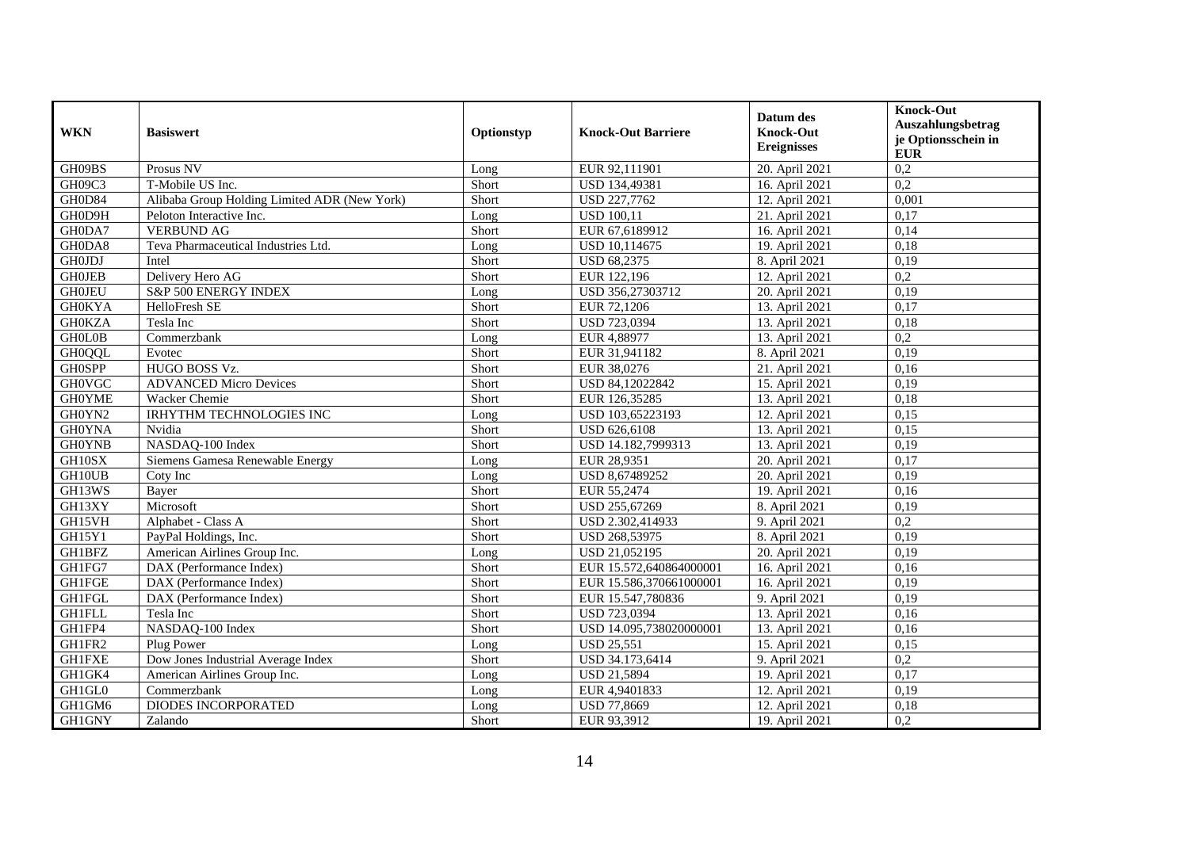| WKN | Basiswert | Optionstyp | Knock-Out Barriere | Datum des Knock-Out Ereignisses | Knock-Out Auszahlungsbetrag je Optionsschein in EUR |
|---|---|---|---|---|---|
| GH09BS | Prosus NV | Long | EUR 92,111901 | 20. April 2021 | 0,2 |
| GH09C3 | T-Mobile US Inc. | Short | USD 134,49381 | 16. April 2021 | 0,2 |
| GH0D84 | Alibaba Group Holding Limited ADR (New York) | Short | USD 227,7762 | 12. April 2021 | 0,001 |
| GH0D9H | Peloton Interactive Inc. | Long | USD 100,11 | 21. April 2021 | 0,17 |
| GH0DA7 | VERBUND AG | Short | EUR 67,6189912 | 16. April 2021 | 0,14 |
| GH0DA8 | Teva Pharmaceutical Industries Ltd. | Long | USD 10,114675 | 19. April 2021 | 0,18 |
| GH0JDJ | Intel | Short | USD 68,2375 | 8. April 2021 | 0,19 |
| GH0JEB | Delivery Hero AG | Short | EUR 122,196 | 12. April 2021 | 0,2 |
| GH0JEU | S&P 500 ENERGY INDEX | Long | USD 356,27303712 | 20. April 2021 | 0,19 |
| GH0KYA | HelloFresh SE | Short | EUR 72,1206 | 13. April 2021 | 0,17 |
| GH0KZA | Tesla Inc | Short | USD 723,0394 | 13. April 2021 | 0,18 |
| GH0L0B | Commerzbank | Long | EUR 4,88977 | 13. April 2021 | 0,2 |
| GH0QQL | Evotec | Short | EUR 31,941182 | 8. April 2021 | 0,19 |
| GH0SPP | HUGO BOSS Vz. | Short | EUR 38,0276 | 21. April 2021 | 0,16 |
| GH0VGC | ADVANCED Micro Devices | Short | USD 84,12022842 | 15. April 2021 | 0,19 |
| GH0YME | Wacker Chemie | Short | EUR 126,35285 | 13. April 2021 | 0,18 |
| GH0YN2 | IRHYTHM TECHNOLOGIES INC | Long | USD 103,65223193 | 12. April 2021 | 0,15 |
| GH0YNA | Nvidia | Short | USD 626,6108 | 13. April 2021 | 0,15 |
| GH0YNB | NASDAQ-100 Index | Short | USD 14.182,7999313 | 13. April 2021 | 0,19 |
| GH10SX | Siemens Gamesa Renewable Energy | Long | EUR 28,9351 | 20. April 2021 | 0,17 |
| GH10UB | Coty Inc | Long | USD 8,67489252 | 20. April 2021 | 0,19 |
| GH13WS | Bayer | Short | EUR 55,2474 | 19. April 2021 | 0,16 |
| GH13XY | Microsoft | Short | USD 255,67269 | 8. April 2021 | 0,19 |
| GH15VH | Alphabet - Class A | Short | USD 2.302,414933 | 9. April 2021 | 0,2 |
| GH15Y1 | PayPal Holdings, Inc. | Short | USD 268,53975 | 8. April 2021 | 0,19 |
| GH1BFZ | American Airlines Group Inc. | Long | USD 21,052195 | 20. April 2021 | 0,19 |
| GH1FG7 | DAX (Performance Index) | Short | EUR 15.572,640864000001 | 16. April 2021 | 0,16 |
| GH1FGE | DAX (Performance Index) | Short | EUR 15.586,370661000001 | 16. April 2021 | 0,19 |
| GH1FGL | DAX (Performance Index) | Short | EUR 15.547,780836 | 9. April 2021 | 0,19 |
| GH1FLL | Tesla Inc | Short | USD 723,0394 | 13. April 2021 | 0,16 |
| GH1FP4 | NASDAQ-100 Index | Short | USD 14.095,738020000001 | 13. April 2021 | 0,16 |
| GH1FR2 | Plug Power | Long | USD 25,551 | 15. April 2021 | 0,15 |
| GH1FXE | Dow Jones Industrial Average Index | Short | USD 34.173,6414 | 9. April 2021 | 0,2 |
| GH1GK4 | American Airlines Group Inc. | Long | USD 21,5894 | 19. April 2021 | 0,17 |
| GH1GL0 | Commerzbank | Long | EUR 4,9401833 | 12. April 2021 | 0,19 |
| GH1GM6 | DIODES INCORPORATED | Long | USD 77,8669 | 12. April 2021 | 0,18 |
| GH1GNY | Zalando | Short | EUR 93,3912 | 19. April 2021 | 0,2 |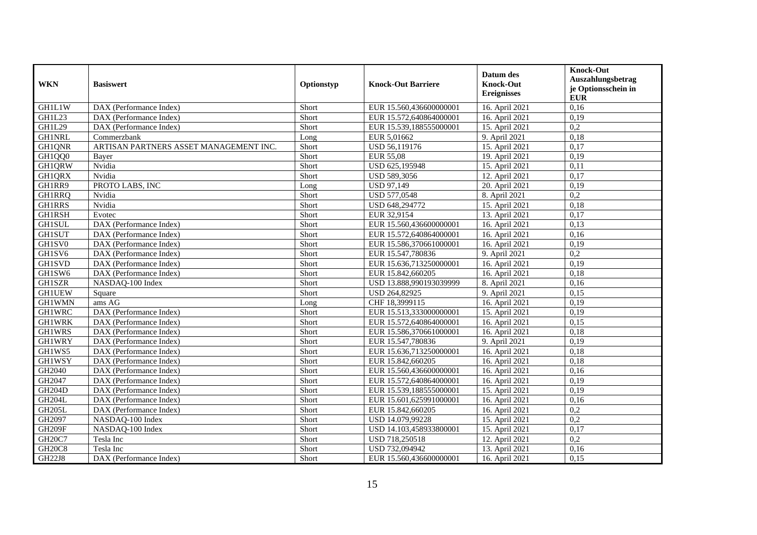| WKN | Basiswert | Optionstyp | Knock-Out Barriere | Datum des Knock-Out Ereignisses | Knock-Out Auszahlungsbetrag je Optionsschein in EUR |
|---|---|---|---|---|---|
| GH1L1W | DAX (Performance Index) | Short | EUR 15.560,436600000001 | 16. April 2021 | 0,16 |
| GH1L23 | DAX (Performance Index) | Short | EUR 15.572,640864000001 | 16. April 2021 | 0,19 |
| GH1L29 | DAX (Performance Index) | Short | EUR 15.539,188555000001 | 15. April 2021 | 0,2 |
| GH1NRL | Commerzbank | Long | EUR 5,01662 | 9. April 2021 | 0,18 |
| GH1QNR | ARTISAN PARTNERS ASSET MANAGEMENT INC. | Short | USD 56,119176 | 15. April 2021 | 0,17 |
| GH1QQ0 | Bayer | Short | EUR 55,08 | 19. April 2021 | 0,19 |
| GH1QRW | Nvidia | Short | USD 625,195948 | 15. April 2021 | 0,11 |
| GH1QRX | Nvidia | Short | USD 589,3056 | 12. April 2021 | 0,17 |
| GH1RR9 | PROTO LABS, INC | Long | USD 97,149 | 20. April 2021 | 0,19 |
| GH1RRQ | Nvidia | Short | USD 577,0548 | 8. April 2021 | 0,2 |
| GH1RRS | Nvidia | Short | USD 648,294772 | 15. April 2021 | 0,18 |
| GH1RSH | Evotec | Short | EUR 32,9154 | 13. April 2021 | 0,17 |
| GH1SUL | DAX (Performance Index) | Short | EUR 15.560,436600000001 | 16. April 2021 | 0,13 |
| GH1SUT | DAX (Performance Index) | Short | EUR 15.572,640864000001 | 16. April 2021 | 0,16 |
| GH1SV0 | DAX (Performance Index) | Short | EUR 15.586,370661000001 | 16. April 2021 | 0,19 |
| GH1SV6 | DAX (Performance Index) | Short | EUR 15.547,780836 | 9. April 2021 | 0,2 |
| GH1SVD | DAX (Performance Index) | Short | EUR 15.636,713250000001 | 16. April 2021 | 0,19 |
| GH1SW6 | DAX (Performance Index) | Short | EUR 15.842,660205 | 16. April 2021 | 0,18 |
| GH1SZR | NASDAQ-100 Index | Short | USD 13.888,990193039999 | 8. April 2021 | 0,16 |
| GH1UEW | Square | Short | USD 264,82925 | 9. April 2021 | 0,15 |
| GH1WMN | ams AG | Long | CHF 18,3999115 | 16. April 2021 | 0,19 |
| GH1WRC | DAX (Performance Index) | Short | EUR 15.513,333000000001 | 15. April 2021 | 0,19 |
| GH1WRK | DAX (Performance Index) | Short | EUR 15.572,640864000001 | 16. April 2021 | 0,15 |
| GH1WRS | DAX (Performance Index) | Short | EUR 15.586,370661000001 | 16. April 2021 | 0,18 |
| GH1WRY | DAX (Performance Index) | Short | EUR 15.547,780836 | 9. April 2021 | 0,19 |
| GH1WS5 | DAX (Performance Index) | Short | EUR 15.636,713250000001 | 16. April 2021 | 0,18 |
| GH1WSY | DAX (Performance Index) | Short | EUR 15.842,660205 | 16. April 2021 | 0,18 |
| GH2040 | DAX (Performance Index) | Short | EUR 15.560,436600000001 | 16. April 2021 | 0,16 |
| GH2047 | DAX (Performance Index) | Short | EUR 15.572,640864000001 | 16. April 2021 | 0,19 |
| GH204D | DAX (Performance Index) | Short | EUR 15.539,188555000001 | 15. April 2021 | 0,19 |
| GH204L | DAX (Performance Index) | Short | EUR 15.601,625991000001 | 16. April 2021 | 0,16 |
| GH205L | DAX (Performance Index) | Short | EUR 15.842,660205 | 16. April 2021 | 0,2 |
| GH2097 | NASDAQ-100 Index | Short | USD 14.079,99228 | 15. April 2021 | 0,2 |
| GH209F | NASDAQ-100 Index | Short | USD 14.103,458933800001 | 15. April 2021 | 0,17 |
| GH20C7 | Tesla Inc | Short | USD 718,250518 | 12. April 2021 | 0,2 |
| GH20C8 | Tesla Inc | Short | USD 732,094942 | 13. April 2021 | 0,16 |
| GH22J8 | DAX (Performance Index) | Short | EUR 15.560,436600000001 | 16. April 2021 | 0,15 |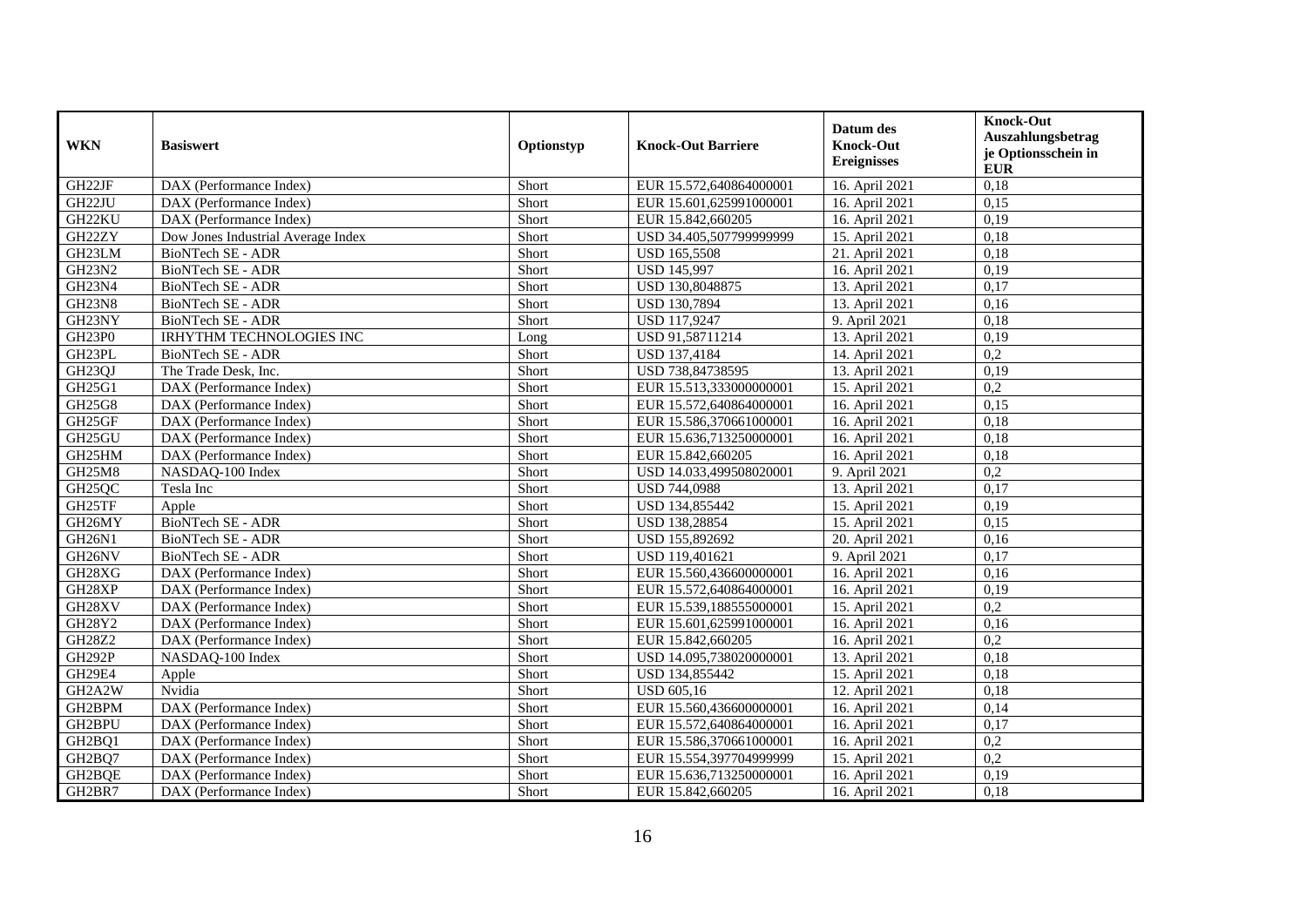| WKN | Basiswert | Optionstyp | Knock-Out Barriere | Datum des Knock-Out Ereignisses | Knock-Out Auszahlungsbetrag je Optionsschein in EUR |
|---|---|---|---|---|---|
| GH22JF | DAX (Performance Index) | Short | EUR 15.572,640864000001 | 16. April 2021 | 0,18 |
| GH22JU | DAX (Performance Index) | Short | EUR 15.601,625991000001 | 16. April 2021 | 0,15 |
| GH22KU | DAX (Performance Index) | Short | EUR 15.842,660205 | 16. April 2021 | 0,19 |
| GH22ZY | Dow Jones Industrial Average Index | Short | USD 34.405,507799999999 | 15. April 2021 | 0,18 |
| GH23LM | BioNTech SE - ADR | Short | USD 165,5508 | 21. April 2021 | 0,18 |
| GH23N2 | BioNTech SE - ADR | Short | USD 145,997 | 16. April 2021 | 0,19 |
| GH23N4 | BioNTech SE - ADR | Short | USD 130,8048875 | 13. April 2021 | 0,17 |
| GH23N8 | BioNTech SE - ADR | Short | USD 130,7894 | 13. April 2021 | 0,16 |
| GH23NY | BioNTech SE - ADR | Short | USD 117,9247 | 9. April 2021 | 0,18 |
| GH23P0 | IRHYTHM TECHNOLOGIES INC | Long | USD 91,58711214 | 13. April 2021 | 0,19 |
| GH23PL | BioNTech SE - ADR | Short | USD 137,4184 | 14. April 2021 | 0,2 |
| GH23QJ | The Trade Desk, Inc. | Short | USD 738,84738595 | 13. April 2021 | 0,19 |
| GH25G1 | DAX (Performance Index) | Short | EUR 15.513,333000000001 | 15. April 2021 | 0,2 |
| GH25G8 | DAX (Performance Index) | Short | EUR 15.572,640864000001 | 16. April 2021 | 0,15 |
| GH25GF | DAX (Performance Index) | Short | EUR 15.586,370661000001 | 16. April 2021 | 0,18 |
| GH25GU | DAX (Performance Index) | Short | EUR 15.636,713250000001 | 16. April 2021 | 0,18 |
| GH25HM | DAX (Performance Index) | Short | EUR 15.842,660205 | 16. April 2021 | 0,18 |
| GH25M8 | NASDAQ-100 Index | Short | USD 14.033,499508020001 | 9. April 2021 | 0,2 |
| GH25QC | Tesla Inc | Short | USD 744,0988 | 13. April 2021 | 0,17 |
| GH25TF | Apple | Short | USD 134,855442 | 15. April 2021 | 0,19 |
| GH26MY | BioNTech SE - ADR | Short | USD 138,28854 | 15. April 2021 | 0,15 |
| GH26N1 | BioNTech SE - ADR | Short | USD 155,892692 | 20. April 2021 | 0,16 |
| GH26NV | BioNTech SE - ADR | Short | USD 119,401621 | 9. April 2021 | 0,17 |
| GH28XG | DAX (Performance Index) | Short | EUR 15.560,436600000001 | 16. April 2021 | 0,16 |
| GH28XP | DAX (Performance Index) | Short | EUR 15.572,640864000001 | 16. April 2021 | 0,19 |
| GH28XV | DAX (Performance Index) | Short | EUR 15.539,188555000001 | 15. April 2021 | 0,2 |
| GH28Y2 | DAX (Performance Index) | Short | EUR 15.601,625991000001 | 16. April 2021 | 0,16 |
| GH28Z2 | DAX (Performance Index) | Short | EUR 15.842,660205 | 16. April 2021 | 0,2 |
| GH292P | NASDAQ-100 Index | Short | USD 14.095,738020000001 | 13. April 2021 | 0,18 |
| GH29E4 | Apple | Short | USD 134,855442 | 15. April 2021 | 0,18 |
| GH2A2W | Nvidia | Short | USD 605,16 | 12. April 2021 | 0,18 |
| GH2BPM | DAX (Performance Index) | Short | EUR 15.560,436600000001 | 16. April 2021 | 0,14 |
| GH2BPU | DAX (Performance Index) | Short | EUR 15.572,640864000001 | 16. April 2021 | 0,17 |
| GH2BQ1 | DAX (Performance Index) | Short | EUR 15.586,370661000001 | 16. April 2021 | 0,2 |
| GH2BQ7 | DAX (Performance Index) | Short | EUR 15.554,397704999999 | 15. April 2021 | 0,2 |
| GH2BQE | DAX (Performance Index) | Short | EUR 15.636,713250000001 | 16. April 2021 | 0,19 |
| GH2BR7 | DAX (Performance Index) | Short | EUR 15.842,660205 | 16. April 2021 | 0,18 |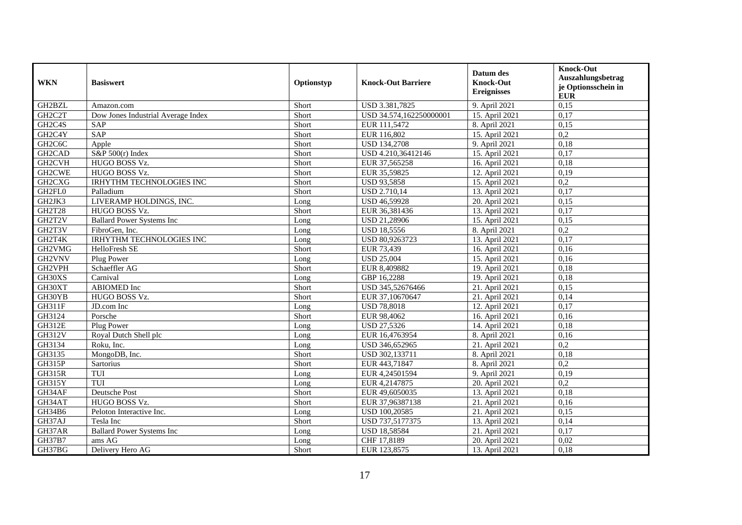| WKN | Basiswert | Optionstyp | Knock-Out Barriere | Datum des Knock-Out Ereignisses | Knock-Out Auszahlungsbetrag je Optionsschein in EUR |
|---|---|---|---|---|---|
| GH2BZL | Amazon.com | Short | USD 3.381,7825 | 9. April 2021 | 0,15 |
| GH2C2T | Dow Jones Industrial Average Index | Short | USD 34.574,162250000001 | 15. April 2021 | 0,17 |
| GH2C4S | SAP | Short | EUR 111,5472 | 8. April 2021 | 0,15 |
| GH2C4Y | SAP | Short | EUR 116,802 | 15. April 2021 | 0,2 |
| GH2C6C | Apple | Short | USD 134,2708 | 9. April 2021 | 0,18 |
| GH2CAD | S&P 500(r) Index | Short | USD 4.210,36412146 | 15. April 2021 | 0,17 |
| GH2CVH | HUGO BOSS Vz. | Short | EUR 37,565258 | 16. April 2021 | 0,18 |
| GH2CWE | HUGO BOSS Vz. | Short | EUR 35,59825 | 12. April 2021 | 0,19 |
| GH2CXG | IRHYTHM TECHNOLOGIES INC | Short | USD 93,5858 | 15. April 2021 | 0,2 |
| GH2FL0 | Palladium | Short | USD 2.710,14 | 13. April 2021 | 0,17 |
| GH2JK3 | LIVERAMP HOLDINGS, INC. | Long | USD 46,59928 | 20. April 2021 | 0,15 |
| GH2T28 | HUGO BOSS Vz. | Short | EUR 36,381436 | 13. April 2021 | 0,17 |
| GH2T2V | Ballard Power Systems Inc | Long | USD 21,28906 | 15. April 2021 | 0,15 |
| GH2T3V | FibroGen, Inc. | Long | USD 18,5556 | 8. April 2021 | 0,2 |
| GH2T4K | IRHYTHM TECHNOLOGIES INC | Long | USD 80,9263723 | 13. April 2021 | 0,17 |
| GH2VMG | HelloFresh SE | Short | EUR 73,439 | 16. April 2021 | 0,16 |
| GH2VNV | Plug Power | Long | USD 25,004 | 15. April 2021 | 0,16 |
| GH2VPH | Schaeffler AG | Short | EUR 8,409882 | 19. April 2021 | 0,18 |
| GH30XS | Carnival | Long | GBP 16,2288 | 19. April 2021 | 0,18 |
| GH30XT | ABIOMED Inc | Short | USD 345,52676466 | 21. April 2021 | 0,15 |
| GH30YB | HUGO BOSS Vz. | Short | EUR 37,10670647 | 21. April 2021 | 0,14 |
| GH311F | JD.com Inc | Long | USD 78,8018 | 12. April 2021 | 0,17 |
| GH3124 | Porsche | Short | EUR 98,4062 | 16. April 2021 | 0,16 |
| GH312E | Plug Power | Long | USD 27,5326 | 14. April 2021 | 0,18 |
| GH312V | Royal Dutch Shell plc | Long | EUR 16,4763954 | 8. April 2021 | 0,16 |
| GH3134 | Roku, Inc. | Long | USD 346,652965 | 21. April 2021 | 0,2 |
| GH3135 | MongoDB, Inc. | Short | USD 302,133711 | 8. April 2021 | 0,18 |
| GH315P | Sartorius | Short | EUR 443,71847 | 8. April 2021 | 0,2 |
| GH315R | TUI | Long | EUR 4,24501594 | 9. April 2021 | 0,19 |
| GH315Y | TUI | Long | EUR 4,2147875 | 20. April 2021 | 0,2 |
| GH34AF | Deutsche Post | Short | EUR 49,6050035 | 13. April 2021 | 0,18 |
| GH34AT | HUGO BOSS Vz. | Short | EUR 37,96387138 | 21. April 2021 | 0,16 |
| GH34B6 | Peloton Interactive Inc. | Long | USD 100,20585 | 21. April 2021 | 0,15 |
| GH37AJ | Tesla Inc | Short | USD 737,5177375 | 13. April 2021 | 0,14 |
| GH37AR | Ballard Power Systems Inc | Long | USD 18,58584 | 21. April 2021 | 0,17 |
| GH37B7 | ams AG | Long | CHF 17,8189 | 20. April 2021 | 0,02 |
| GH37BG | Delivery Hero AG | Short | EUR 123,8575 | 13. April 2021 | 0,18 |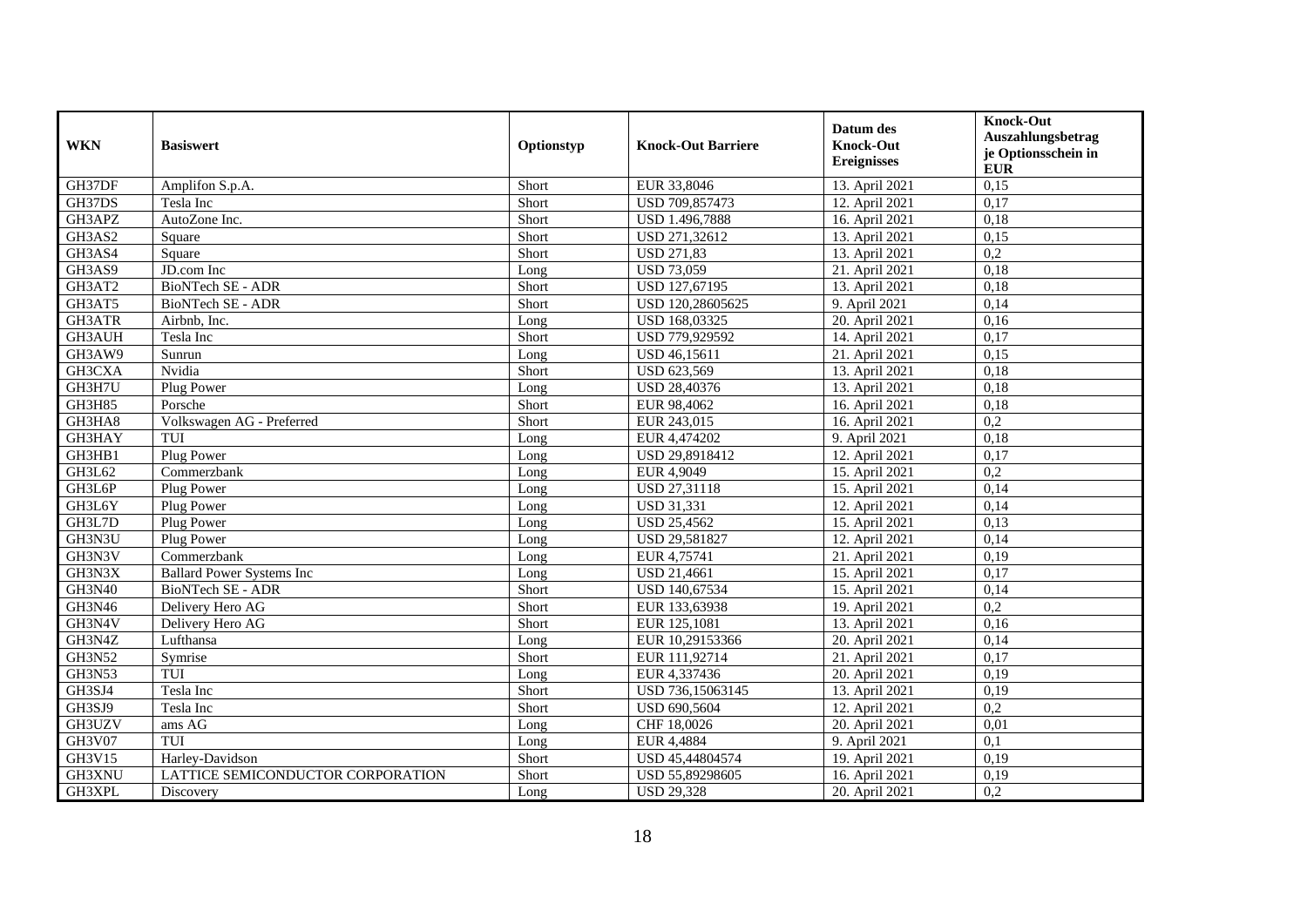| WKN | Basiswert | Optionstyp | Knock-Out Barriere | Datum des Knock-Out Ereignisses | Knock-Out Auszahlungsbetrag je Optionsschein in EUR |
|---|---|---|---|---|---|
| GH37DF | Amplifon S.p.A. | Short | EUR 33,8046 | 13. April 2021 | 0,15 |
| GH37DS | Tesla Inc | Short | USD 709,857473 | 12. April 2021 | 0,17 |
| GH3APZ | AutoZone Inc. | Short | USD 1.496,7888 | 16. April 2021 | 0,18 |
| GH3AS2 | Square | Short | USD 271,32612 | 13. April 2021 | 0,15 |
| GH3AS4 | Square | Short | USD 271,83 | 13. April 2021 | 0,2 |
| GH3AS9 | JD.com Inc | Long | USD 73,059 | 21. April 2021 | 0,18 |
| GH3AT2 | BioNTech SE - ADR | Short | USD 127,67195 | 13. April 2021 | 0,18 |
| GH3AT5 | BioNTech SE - ADR | Short | USD 120,28605625 | 9. April 2021 | 0,14 |
| GH3ATR | Airbnb, Inc. | Long | USD 168,03325 | 20. April 2021 | 0,16 |
| GH3AUH | Tesla Inc | Short | USD 779,929592 | 14. April 2021 | 0,17 |
| GH3AW9 | Sunrun | Long | USD 46,15611 | 21. April 2021 | 0,15 |
| GH3CXA | Nvidia | Short | USD 623,569 | 13. April 2021 | 0,18 |
| GH3H7U | Plug Power | Long | USD 28,40376 | 13. April 2021 | 0,18 |
| GH3H85 | Porsche | Short | EUR 98,4062 | 16. April 2021 | 0,18 |
| GH3HA8 | Volkswagen AG - Preferred | Short | EUR 243,015 | 16. April 2021 | 0,2 |
| GH3HAY | TUI | Long | EUR 4,474202 | 9. April 2021 | 0,18 |
| GH3HB1 | Plug Power | Long | USD 29,8918412 | 12. April 2021 | 0,17 |
| GH3L62 | Commerzbank | Long | EUR 4,9049 | 15. April 2021 | 0,2 |
| GH3L6P | Plug Power | Long | USD 27,31118 | 15. April 2021 | 0,14 |
| GH3L6Y | Plug Power | Long | USD 31,331 | 12. April 2021 | 0,14 |
| GH3L7D | Plug Power | Long | USD 25,4562 | 15. April 2021 | 0,13 |
| GH3N3U | Plug Power | Long | USD 29,581827 | 12. April 2021 | 0,14 |
| GH3N3V | Commerzbank | Long | EUR 4,75741 | 21. April 2021 | 0,19 |
| GH3N3X | Ballard Power Systems Inc | Long | USD 21,4661 | 15. April 2021 | 0,17 |
| GH3N40 | BioNTech SE - ADR | Short | USD 140,67534 | 15. April 2021 | 0,14 |
| GH3N46 | Delivery Hero AG | Short | EUR 133,63938 | 19. April 2021 | 0,2 |
| GH3N4V | Delivery Hero AG | Short | EUR 125,1081 | 13. April 2021 | 0,16 |
| GH3N4Z | Lufthansa | Long | EUR 10,29153366 | 20. April 2021 | 0,14 |
| GH3N52 | Symrise | Short | EUR 111,92714 | 21. April 2021 | 0,17 |
| GH3N53 | TUI | Long | EUR 4,337436 | 20. April 2021 | 0,19 |
| GH3SJ4 | Tesla Inc | Short | USD 736,15063145 | 13. April 2021 | 0,19 |
| GH3SJ9 | Tesla Inc | Short | USD 690,5604 | 12. April 2021 | 0,2 |
| GH3UZV | ams AG | Long | CHF 18,0026 | 20. April 2021 | 0,01 |
| GH3V07 | TUI | Long | EUR 4,4884 | 9. April 2021 | 0,1 |
| GH3V15 | Harley-Davidson | Short | USD 45,44804574 | 19. April 2021 | 0,19 |
| GH3XNU | LATTICE SEMICONDUCTOR CORPORATION | Short | USD 55,89298605 | 16. April 2021 | 0,19 |
| GH3XPL | Discovery | Long | USD 29,328 | 20. April 2021 | 0,2 |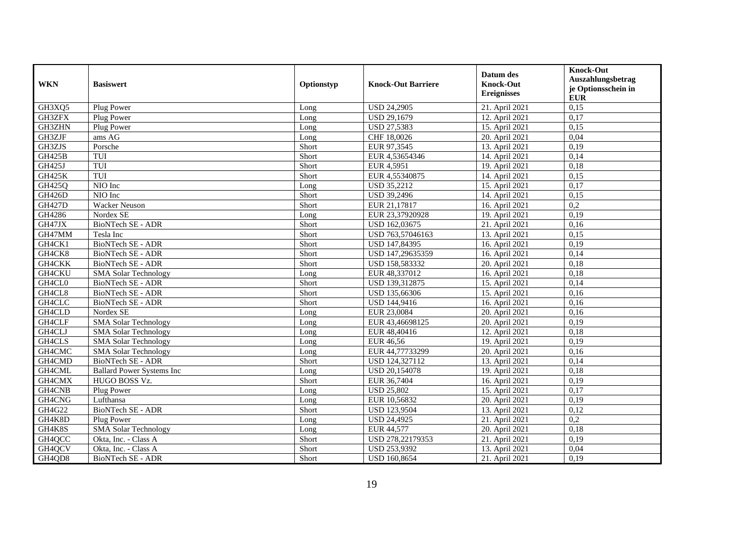| WKN | Basiswert | Optionstyp | Knock-Out Barriere | Datum des Knock-Out Ereignisses | Knock-Out Auszahlungsbetrag je Optionsschein in EUR |
|---|---|---|---|---|---|
| GH3XQ5 | Plug Power | Long | USD 24,2905 | 21. April 2021 | 0,15 |
| GH3ZFX | Plug Power | Long | USD 29,1679 | 12. April 2021 | 0,17 |
| GH3ZHN | Plug Power | Long | USD 27,5383 | 15. April 2021 | 0,15 |
| GH3ZJF | ams AG | Long | CHF 18,0026 | 20. April 2021 | 0,04 |
| GH3ZJS | Porsche | Short | EUR 97,3545 | 13. April 2021 | 0,19 |
| GH425B | TUI | Short | EUR 4,53654346 | 14. April 2021 | 0,14 |
| GH425J | TUI | Short | EUR 4,5951 | 19. April 2021 | 0,18 |
| GH425K | TUI | Short | EUR 4,55340875 | 14. April 2021 | 0,15 |
| GH425Q | NIO Inc | Long | USD 35,2212 | 15. April 2021 | 0,17 |
| GH426D | NIO Inc | Short | USD 39,2496 | 14. April 2021 | 0,15 |
| GH427D | Wacker Neuson | Short | EUR 21,17817 | 16. April 2021 | 0,2 |
| GH4286 | Nordex SE | Long | EUR 23,37920928 | 19. April 2021 | 0,19 |
| GH47JX | BioNTech SE - ADR | Short | USD 162,03675 | 21. April 2021 | 0,16 |
| GH47MM | Tesla Inc | Short | USD 763,57046163 | 13. April 2021 | 0,15 |
| GH4CK1 | BioNTech SE - ADR | Short | USD 147,84395 | 16. April 2021 | 0,19 |
| GH4CK8 | BioNTech SE - ADR | Short | USD 147,29635359 | 16. April 2021 | 0,14 |
| GH4CKK | BioNTech SE - ADR | Short | USD 158,583332 | 20. April 2021 | 0,18 |
| GH4CKU | SMA Solar Technology | Long | EUR 48,337012 | 16. April 2021 | 0,18 |
| GH4CL0 | BioNTech SE - ADR | Short | USD 139,312875 | 15. April 2021 | 0,14 |
| GH4CL8 | BioNTech SE - ADR | Short | USD 135,66306 | 15. April 2021 | 0,16 |
| GH4CLC | BioNTech SE - ADR | Short | USD 144,9416 | 16. April 2021 | 0,16 |
| GH4CLD | Nordex SE | Long | EUR 23,0084 | 20. April 2021 | 0,16 |
| GH4CLF | SMA Solar Technology | Long | EUR 43,46698125 | 20. April 2021 | 0,19 |
| GH4CLJ | SMA Solar Technology | Long | EUR 48,40416 | 12. April 2021 | 0,18 |
| GH4CLS | SMA Solar Technology | Long | EUR 46,56 | 19. April 2021 | 0,19 |
| GH4CMC | SMA Solar Technology | Long | EUR 44,77733299 | 20. April 2021 | 0,16 |
| GH4CMD | BioNTech SE - ADR | Short | USD 124,327112 | 13. April 2021 | 0,14 |
| GH4CML | Ballard Power Systems Inc | Long | USD 20,154078 | 19. April 2021 | 0,18 |
| GH4CMX | HUGO BOSS Vz. | Short | EUR 36,7404 | 16. April 2021 | 0,19 |
| GH4CNB | Plug Power | Long | USD 25,802 | 15. April 2021 | 0,17 |
| GH4CNG | Lufthansa | Long | EUR 10,56832 | 20. April 2021 | 0,19 |
| GH4G22 | BioNTech SE - ADR | Short | USD 123,9504 | 13. April 2021 | 0,12 |
| GH4K8D | Plug Power | Long | USD 24,4925 | 21. April 2021 | 0,2 |
| GH4K8S | SMA Solar Technology | Long | EUR 44,577 | 20. April 2021 | 0,18 |
| GH4QCC | Okta, Inc. - Class A | Short | USD 278,22179353 | 21. April 2021 | 0,19 |
| GH4QCV | Okta, Inc. - Class A | Short | USD 253,9392 | 13. April 2021 | 0,04 |
| GH4QD8 | BioNTech SE - ADR | Short | USD 160,8654 | 21. April 2021 | 0,19 |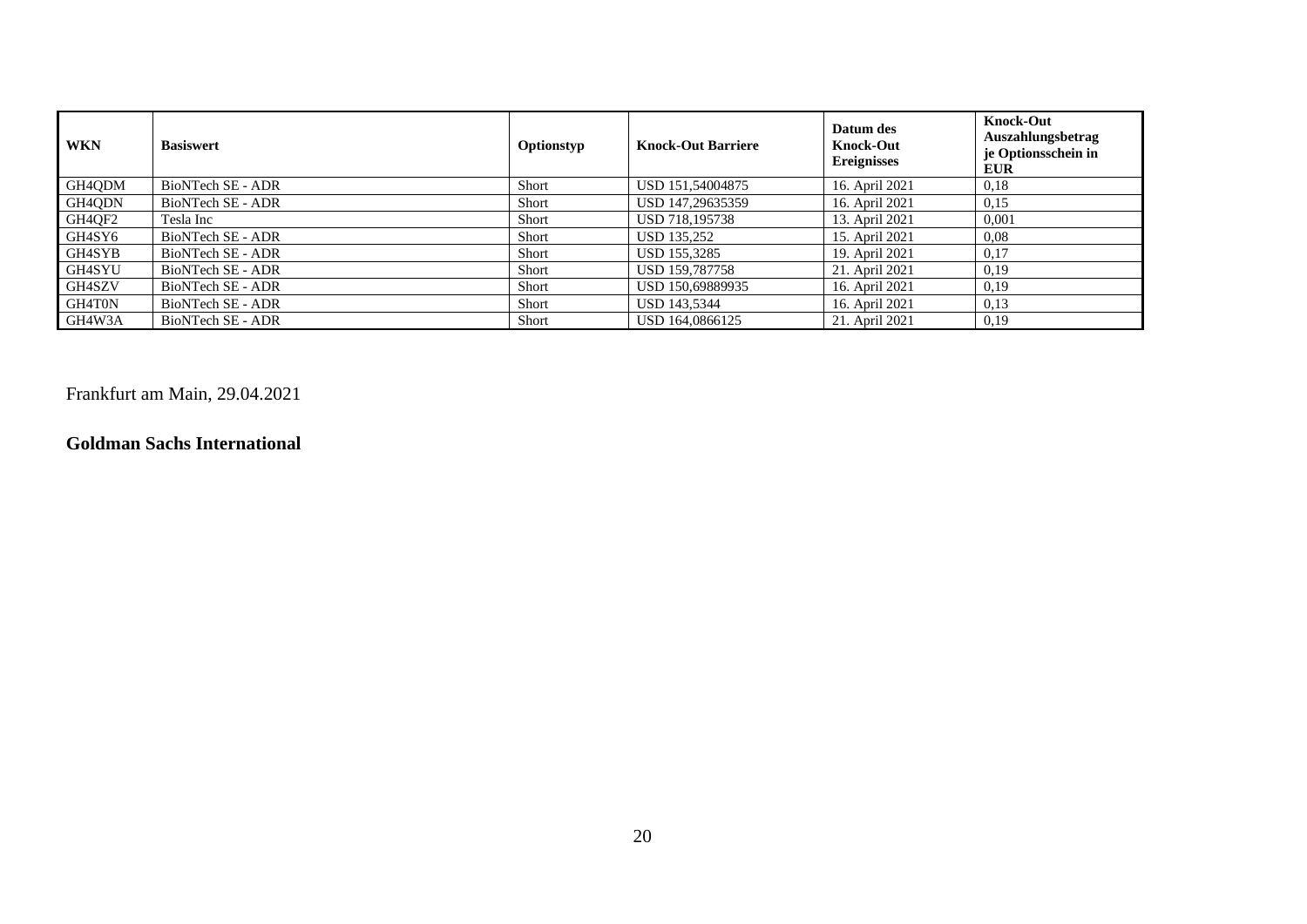| WKN | Basiswert | Optionstyp | Knock-Out Barriere | Datum des Knock-Out Ereignisses | Knock-Out Auszahlungsbetrag je Optionsschein in EUR |
|---|---|---|---|---|---|
| GH4QDM | BioNTech SE - ADR | Short | USD 151,54004875 | 16. April 2021 | 0,18 |
| GH4QDN | BioNTech SE - ADR | Short | USD 147,29635359 | 16. April 2021 | 0,15 |
| GH4QF2 | Tesla Inc | Short | USD 718,195738 | 13. April 2021 | 0,001 |
| GH4SY6 | BioNTech SE - ADR | Short | USD 135,252 | 15. April 2021 | 0,08 |
| GH4SYB | BioNTech SE - ADR | Short | USD 155,3285 | 19. April 2021 | 0,17 |
| GH4SYU | BioNTech SE - ADR | Short | USD 159,787758 | 21. April 2021 | 0,19 |
| GH4SZV | BioNTech SE - ADR | Short | USD 150,69889935 | 16. April 2021 | 0,19 |
| GH4T0N | BioNTech SE - ADR | Short | USD 143,5344 | 16. April 2021 | 0,13 |
| GH4W3A | BioNTech SE - ADR | Short | USD 164,0866125 | 21. April 2021 | 0,19 |

Frankfurt am Main, 29.04.2021

**Goldman Sachs International**